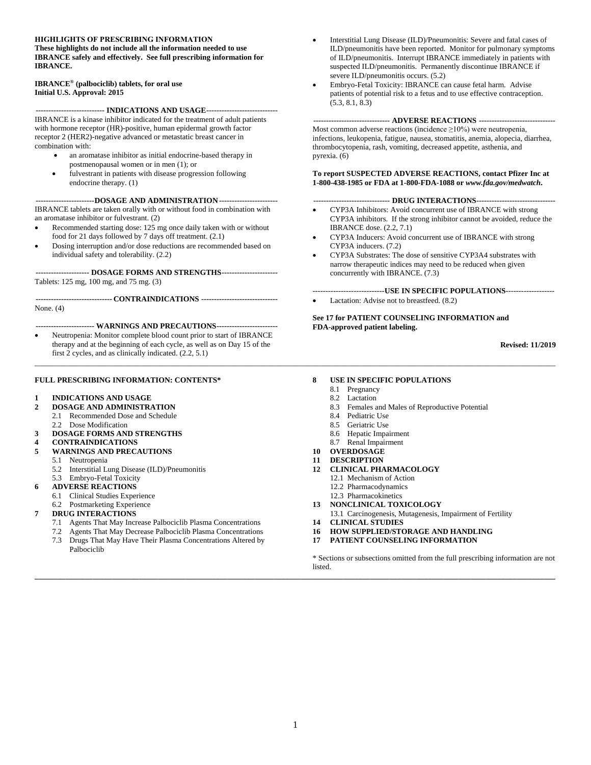**HIGHLIGHTS OF PRESCRIBING INFORMATION**
**These highlights do not include all the information needed to use IBRANCE safely and effectively. See full prescribing information for IBRANCE.**

**IBRANCE® (palbociclib) tablets, for oral use**
**Initial U.S. Approval: 2015**

**INDICATIONS AND USAGE**

IBRANCE is a kinase inhibitor indicated for the treatment of adult patients with hormone receptor (HR)-positive, human epidermal growth factor receptor 2 (HER2)-negative advanced or metastatic breast cancer in combination with:

- an aromatase inhibitor as initial endocrine-based therapy in postmenopausal women or in men (1); or
- fulvestrant in patients with disease progression following endocrine therapy. (1)

**DOSAGE AND ADMINISTRATION**

IBRANCE tablets are taken orally with or without food in combination with an aromatase inhibitor or fulvestrant. (2)

- Recommended starting dose: 125 mg once daily taken with or without food for 21 days followed by 7 days off treatment. (2.1)
- Dosing interruption and/or dose reductions are recommended based on individual safety and tolerability. (2.2)

**DOSAGE FORMS AND STRENGTHS**

Tablets: 125 mg, 100 mg, and 75 mg. (3)

**CONTRAINDICATIONS**

None. (4)

**WARNINGS AND PRECAUTIONS**

- Neutropenia: Monitor complete blood count prior to start of IBRANCE therapy and at the beginning of each cycle, as well as on Day 15 of the first 2 cycles, and as clinically indicated. (2.2, 5.1)
- Interstitial Lung Disease (ILD)/Pneumonitis: Severe and fatal cases of ILD/pneumonitis have been reported. Monitor for pulmonary symptoms of ILD/pneumonitis. Interrupt IBRANCE immediately in patients with suspected ILD/pneumonitis. Permanently discontinue IBRANCE if severe ILD/pneumonitis occurs. (5.2)
- Embryo-Fetal Toxicity: IBRANCE can cause fetal harm. Advise patients of potential risk to a fetus and to use effective contraception. (5.3, 8.1, 8.3)

**ADVERSE REACTIONS**

Most common adverse reactions (incidence ≥10%) were neutropenia, infections, leukopenia, fatigue, nausea, stomatitis, anemia, alopecia, diarrhea, thrombocytopenia, rash, vomiting, decreased appetite, asthenia, and pyrexia. (6)

**To report SUSPECTED ADVERSE REACTIONS, contact Pfizer Inc at 1-800-438-1985 or FDA at 1-800-FDA-1088 or *www.fda.gov/medwatch*.**

**DRUG INTERACTIONS**

- CYP3A Inhibitors: Avoid concurrent use of IBRANCE with strong CYP3A inhibitors. If the strong inhibitor cannot be avoided, reduce the IBRANCE dose. (2.2, 7.1)
- CYP3A Inducers: Avoid concurrent use of IBRANCE with strong CYP3A inducers. (7.2)
- CYP3A Substrates: The dose of sensitive CYP3A4 substrates with narrow therapeutic indices may need to be reduced when given concurrently with IBRANCE. (7.3)

**USE IN SPECIFIC POPULATIONS**

- Lactation: Advise not to breastfeed. (8.2)

**See 17 for PATIENT COUNSELING INFORMATION and FDA-approved patient labeling.**

**Revised: 11/2019**

---

**FULL PRESCRIBING INFORMATION: CONTENTS***

**1 INDICATIONS AND USAGE**
**2 DOSAGE AND ADMINISTRATION**
- 2.1 Recommended Dose and Schedule
- 2.2 Dose Modification

**3 DOSAGE FORMS AND STRENGTHS**
**4 CONTRAINDICATIONS**
**5 WARNINGS AND PRECAUTIONS**
- 5.1 Neutropenia
- 5.2 Interstitial Lung Disease (ILD)/Pneumonitis
- 5.3 Embryo-Fetal Toxicity

**6 ADVERSE REACTIONS**
- 6.1 Clinical Studies Experience
- 6.2 Postmarketing Experience

**7 DRUG INTERACTIONS**
- 7.1 Agents That May Increase Palbociclib Plasma Concentrations
- 7.2 Agents That May Decrease Palbociclib Plasma Concentrations
- 7.3 Drugs That May Have Their Plasma Concentrations Altered by Palbociclib

**8 USE IN SPECIFIC POPULATIONS**
- 8.1 Pregnancy
- 8.2 Lactation
- 8.3 Females and Males of Reproductive Potential
- 8.4 Pediatric Use
- 8.5 Geriatric Use
- 8.6 Hepatic Impairment
- 8.7 Renal Impairment

**10 OVERDOSAGE**
**11 DESCRIPTION**
**12 CLINICAL PHARMACOLOGY**
- 12.1 Mechanism of Action
- 12.2 Pharmacodynamics
- 12.3 Pharmacokinetics

**13 NONCLINICAL TOXICOLOGY**
- 13.1 Carcinogenesis, Mutagenesis, Impairment of Fertility

**14 CLINICAL STUDIES**
**16 HOW SUPPLIED/STORAGE AND HANDLING**
**17 PATIENT COUNSELING INFORMATION**

* Sections or subsections omitted from the full prescribing information are not listed.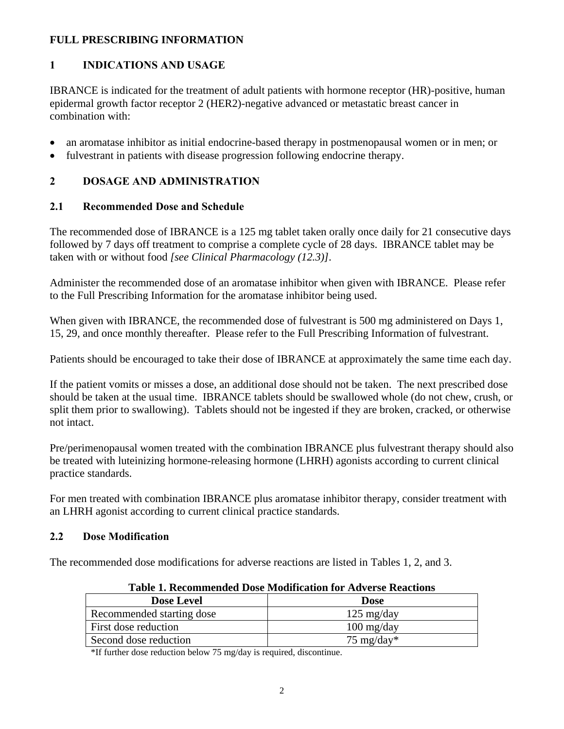# FULL PRESCRIBING INFORMATION

## 1 INDICATIONS AND USAGE

IBRANCE is indicated for the treatment of adult patients with hormone receptor (HR)-positive, human epidermal growth factor receptor 2 (HER2)-negative advanced or metastatic breast cancer in combination with:

- an aromatase inhibitor as initial endocrine-based therapy in postmenopausal women or in men; or
- fulvestrant in patients with disease progression following endocrine therapy.

## 2 DOSAGE AND ADMINISTRATION

### 2.1 Recommended Dose and Schedule

The recommended dose of IBRANCE is a 125 mg tablet taken orally once daily for 21 consecutive days followed by 7 days off treatment to comprise a complete cycle of 28 days. IBRANCE tablet may be taken with or without food *[see Clinical Pharmacology (12.3)]*.

Administer the recommended dose of an aromatase inhibitor when given with IBRANCE. Please refer to the Full Prescribing Information for the aromatase inhibitor being used.

When given with IBRANCE, the recommended dose of fulvestrant is 500 mg administered on Days 1, 15, 29, and once monthly thereafter. Please refer to the Full Prescribing Information of fulvestrant.

Patients should be encouraged to take their dose of IBRANCE at approximately the same time each day.

If the patient vomits or misses a dose, an additional dose should not be taken. The next prescribed dose should be taken at the usual time. IBRANCE tablets should be swallowed whole (do not chew, crush, or split them prior to swallowing). Tablets should not be ingested if they are broken, cracked, or otherwise not intact.

Pre/perimenopausal women treated with the combination IBRANCE plus fulvestrant therapy should also be treated with luteinizing hormone-releasing hormone (LHRH) agonists according to current clinical practice standards.

For men treated with combination IBRANCE plus aromatase inhibitor therapy, consider treatment with an LHRH agonist according to current clinical practice standards.

### 2.2 Dose Modification

The recommended dose modifications for adverse reactions are listed in Tables 1, 2, and 3.

**Table 1. Recommended Dose Modification for Adverse Reactions**

| Dose Level | Dose |
|---|---|
| Recommended starting dose | 125 mg/day |
| First dose reduction | 100 mg/day |
| Second dose reduction | 75 mg/day* |

*If further dose reduction below 75 mg/day is required, discontinue.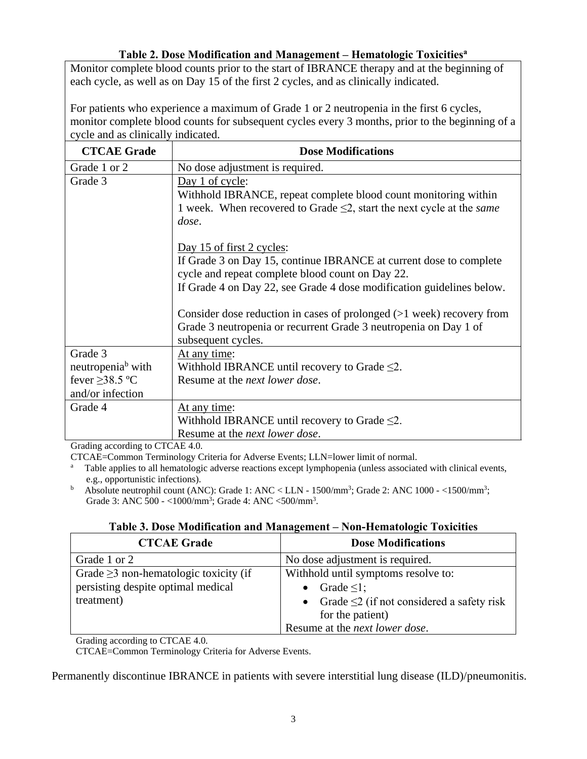**Table 2. Dose Modification and Management – Hematologic Toxicities[a]**

| Monitor complete blood counts prior to the start of IBRANCE therapy and at the beginning of each cycle, as well as on Day 15 of the first 2 cycles, and as clinically indicated.<br><br>For patients who experience a maximum of Grade 1 or 2 neutropenia in the first 6 cycles, monitor complete blood counts for subsequent cycles every 3 months, prior to the beginning of a cycle and as clinically indicated. | |
|---|---|
| **CTCAE Grade** | **Dose Modifications** |
| Grade 1 or 2 | No dose adjustment is required. |
| Grade 3 | Day 1 of cycle:<br>Withhold IBRANCE, repeat complete blood count monitoring within 1 week. When recovered to Grade ≤2, start the next cycle at the *same dose*.<br><br>Day 15 of first 2 cycles:<br>If Grade 3 on Day 15, continue IBRANCE at current dose to complete cycle and repeat complete blood count on Day 22.<br>If Grade 4 on Day 22, see Grade 4 dose modification guidelines below.<br><br>Consider dose reduction in cases of prolonged (>1 week) recovery from Grade 3 neutropenia or recurrent Grade 3 neutropenia on Day 1 of subsequent cycles. |
| Grade 3 neutropenia[b] with fever ≥38.5 ºC and/or infection | At any time:<br>Withhold IBRANCE until recovery to Grade ≤2.<br>Resume at the *next lower dose*. |
| Grade 4 | At any time:<br>Withhold IBRANCE until recovery to Grade ≤2.<br>Resume at the *next lower dose*. |

Grading according to CTCAE 4.0.
CTCAE=Common Terminology Criteria for Adverse Events; LLN=lower limit of normal.
[a] Table applies to all hematologic adverse reactions except lymphopenia (unless associated with clinical events, e.g., opportunistic infections).
[b] Absolute neutrophil count (ANC): Grade 1: ANC < LLN - 1500/mm$^3$; Grade 2: ANC 1000 - <1500/mm$^3$; Grade 3: ANC 500 - <1000/mm$^3$; Grade 4: ANC <500/mm$^3$.

**Table 3. Dose Modification and Management – Non-Hematologic Toxicities**

| CTCAE Grade | Dose Modifications |
|---|---|
| Grade 1 or 2 | No dose adjustment is required. |
| Grade ≥3 non-hematologic toxicity (if persisting despite optimal medical treatment) | Withhold until symptoms resolve to:<br>• Grade ≤1;<br>• Grade ≤2 (if not considered a safety risk for the patient)<br>Resume at the *next lower dose*. |

Grading according to CTCAE 4.0.
CTCAE=Common Terminology Criteria for Adverse Events.

Permanently discontinue IBRANCE in patients with severe interstitial lung disease (ILD)/pneumonitis.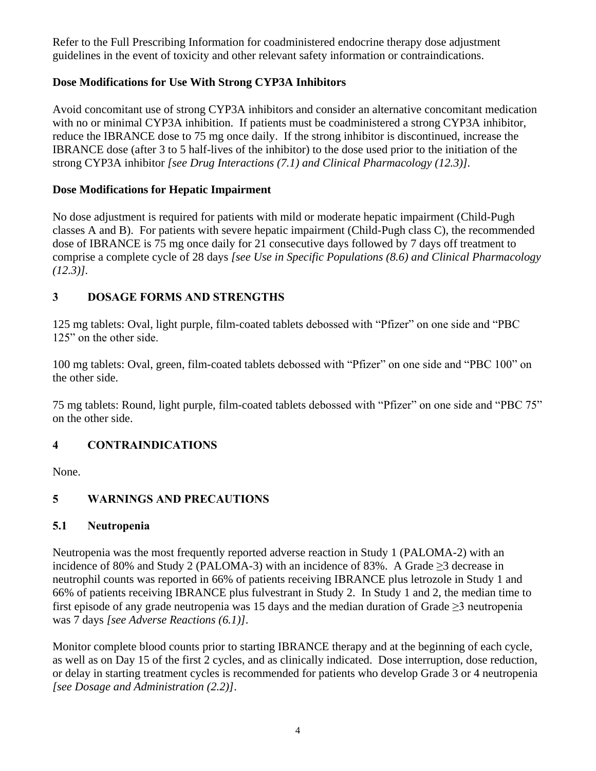Refer to the Full Prescribing Information for coadministered endocrine therapy dose adjustment guidelines in the event of toxicity and other relevant safety information or contraindications.

**Dose Modifications for Use With Strong CYP3A Inhibitors**

Avoid concomitant use of strong CYP3A inhibitors and consider an alternative concomitant medication with no or minimal CYP3A inhibition. If patients must be coadministered a strong CYP3A inhibitor, reduce the IBRANCE dose to 75 mg once daily. If the strong inhibitor is discontinued, increase the IBRANCE dose (after 3 to 5 half-lives of the inhibitor) to the dose used prior to the initiation of the strong CYP3A inhibitor *[see Drug Interactions (7.1) and Clinical Pharmacology (12.3)]*.

**Dose Modifications for Hepatic Impairment**

No dose adjustment is required for patients with mild or moderate hepatic impairment (Child-Pugh classes A and B). For patients with severe hepatic impairment (Child-Pugh class C), the recommended dose of IBRANCE is 75 mg once daily for 21 consecutive days followed by 7 days off treatment to comprise a complete cycle of 28 days *[see Use in Specific Populations (8.6) and Clinical Pharmacology (12.3)]*.

## 3 DOSAGE FORMS AND STRENGTHS

125 mg tablets: Oval, light purple, film-coated tablets debossed with "Pfizer" on one side and "PBC 125" on the other side.

100 mg tablets: Oval, green, film-coated tablets debossed with "Pfizer" on one side and "PBC 100" on the other side.

75 mg tablets: Round, light purple, film-coated tablets debossed with "Pfizer" on one side and "PBC 75" on the other side.

## 4 CONTRAINDICATIONS

None.

## 5 WARNINGS AND PRECAUTIONS

### 5.1 Neutropenia

Neutropenia was the most frequently reported adverse reaction in Study 1 (PALOMA-2) with an incidence of 80% and Study 2 (PALOMA-3) with an incidence of 83%. A Grade ≥3 decrease in neutrophil counts was reported in 66% of patients receiving IBRANCE plus letrozole in Study 1 and 66% of patients receiving IBRANCE plus fulvestrant in Study 2. In Study 1 and 2, the median time to first episode of any grade neutropenia was 15 days and the median duration of Grade ≥3 neutropenia was 7 days *[see Adverse Reactions (6.1)]*.

Monitor complete blood counts prior to starting IBRANCE therapy and at the beginning of each cycle, as well as on Day 15 of the first 2 cycles, and as clinically indicated. Dose interruption, dose reduction, or delay in starting treatment cycles is recommended for patients who develop Grade 3 or 4 neutropenia *[see Dosage and Administration (2.2)]*.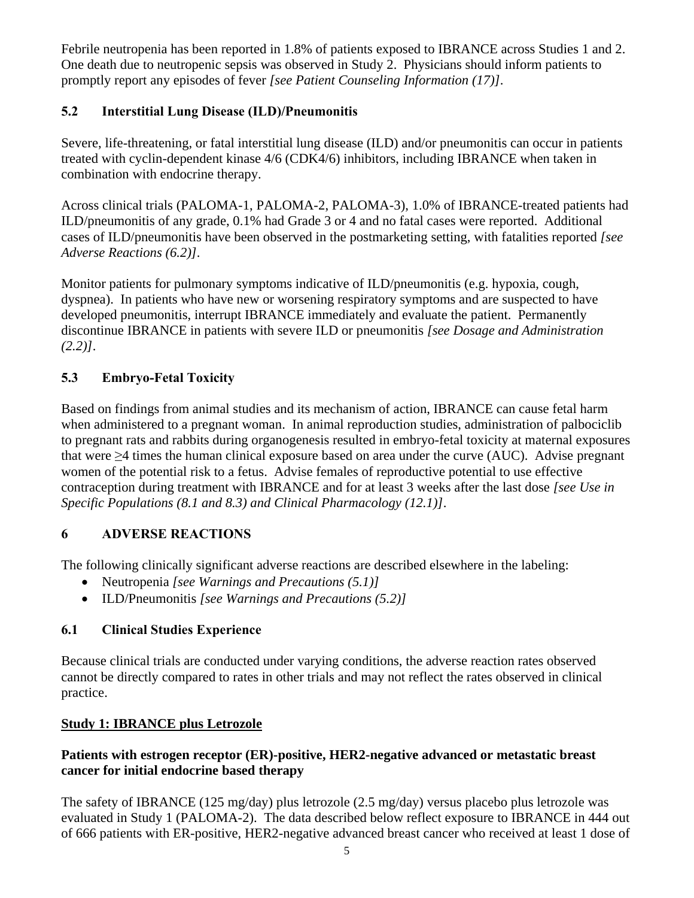Febrile neutropenia has been reported in 1.8% of patients exposed to IBRANCE across Studies 1 and 2. One death due to neutropenic sepsis was observed in Study 2. Physicians should inform patients to promptly report any episodes of fever *[see Patient Counseling Information (17)]*.

### 5.2 Interstitial Lung Disease (ILD)/Pneumonitis

Severe, life-threatening, or fatal interstitial lung disease (ILD) and/or pneumonitis can occur in patients treated with cyclin-dependent kinase 4/6 (CDK4/6) inhibitors, including IBRANCE when taken in combination with endocrine therapy.

Across clinical trials (PALOMA-1, PALOMA-2, PALOMA-3), 1.0% of IBRANCE-treated patients had ILD/pneumonitis of any grade, 0.1% had Grade 3 or 4 and no fatal cases were reported. Additional cases of ILD/pneumonitis have been observed in the postmarketing setting, with fatalities reported *[see Adverse Reactions (6.2)]*.

Monitor patients for pulmonary symptoms indicative of ILD/pneumonitis (e.g. hypoxia, cough, dyspnea). In patients who have new or worsening respiratory symptoms and are suspected to have developed pneumonitis, interrupt IBRANCE immediately and evaluate the patient. Permanently discontinue IBRANCE in patients with severe ILD or pneumonitis *[see Dosage and Administration (2.2)]*.

### 5.3 Embryo-Fetal Toxicity

Based on findings from animal studies and its mechanism of action, IBRANCE can cause fetal harm when administered to a pregnant woman. In animal reproduction studies, administration of palbociclib to pregnant rats and rabbits during organogenesis resulted in embryo-fetal toxicity at maternal exposures that were ≥4 times the human clinical exposure based on area under the curve (AUC). Advise pregnant women of the potential risk to a fetus. Advise females of reproductive potential to use effective contraception during treatment with IBRANCE and for at least 3 weeks after the last dose *[see Use in Specific Populations (8.1 and 8.3) and Clinical Pharmacology (12.1)]*.

## 6 ADVERSE REACTIONS

The following clinically significant adverse reactions are described elsewhere in the labeling:

- Neutropenia *[see Warnings and Precautions (5.1)]*
- ILD/Pneumonitis *[see Warnings and Precautions (5.2)]*

### 6.1 Clinical Studies Experience

Because clinical trials are conducted under varying conditions, the adverse reaction rates observed cannot be directly compared to rates in other trials and may not reflect the rates observed in clinical practice.

**Study 1: IBRANCE plus Letrozole**

**Patients with estrogen receptor (ER)-positive, HER2-negative advanced or metastatic breast cancer for initial endocrine based therapy**

The safety of IBRANCE (125 mg/day) plus letrozole (2.5 mg/day) versus placebo plus letrozole was evaluated in Study 1 (PALOMA-2). The data described below reflect exposure to IBRANCE in 444 out of 666 patients with ER-positive, HER2-negative advanced breast cancer who received at least 1 dose of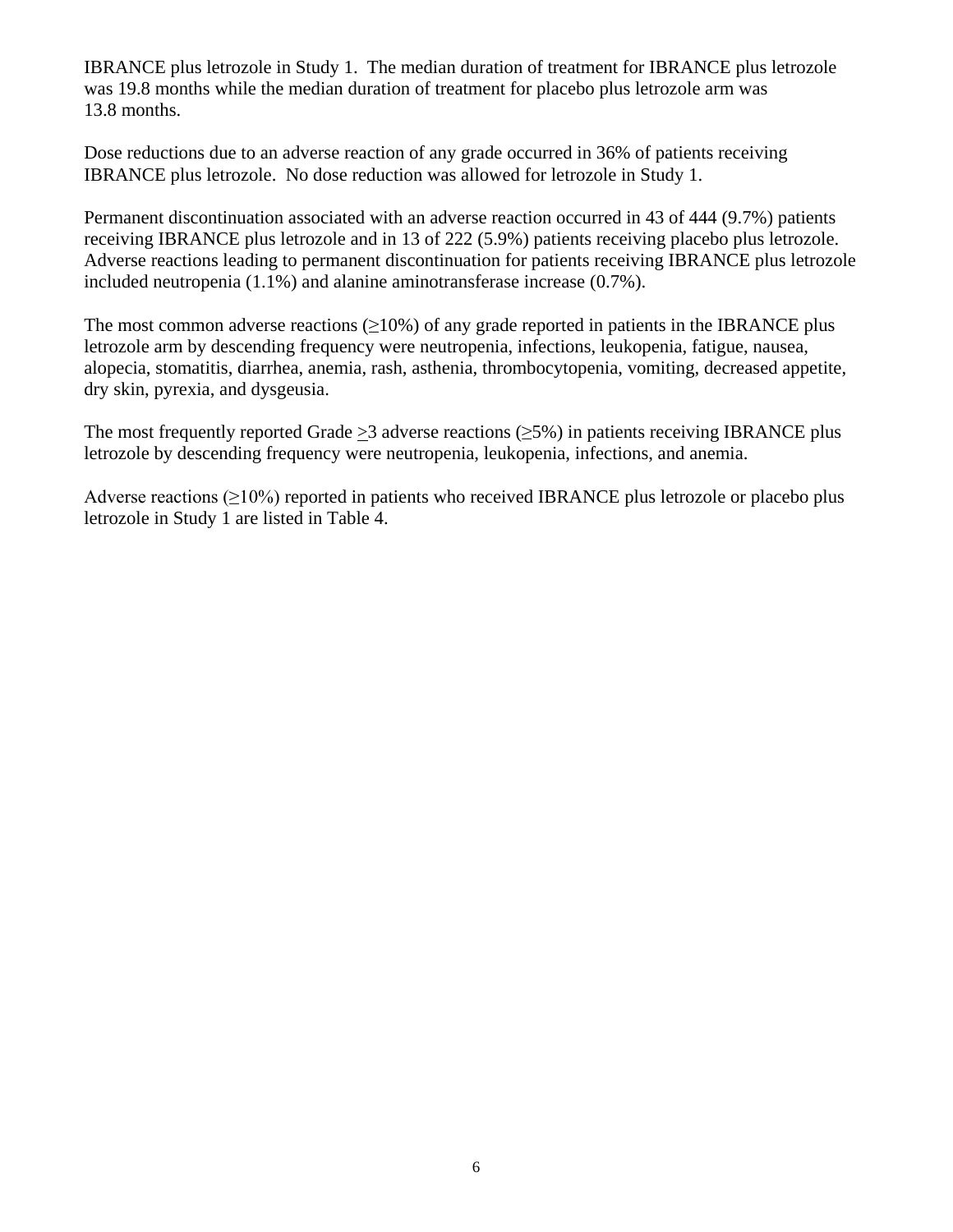IBRANCE plus letrozole in Study 1. The median duration of treatment for IBRANCE plus letrozole was 19.8 months while the median duration of treatment for placebo plus letrozole arm was 13.8 months.

Dose reductions due to an adverse reaction of any grade occurred in 36% of patients receiving IBRANCE plus letrozole. No dose reduction was allowed for letrozole in Study 1.

Permanent discontinuation associated with an adverse reaction occurred in 43 of 444 (9.7%) patients receiving IBRANCE plus letrozole and in 13 of 222 (5.9%) patients receiving placebo plus letrozole. Adverse reactions leading to permanent discontinuation for patients receiving IBRANCE plus letrozole included neutropenia (1.1%) and alanine aminotransferase increase (0.7%).

The most common adverse reactions (≥10%) of any grade reported in patients in the IBRANCE plus letrozole arm by descending frequency were neutropenia, infections, leukopenia, fatigue, nausea, alopecia, stomatitis, diarrhea, anemia, rash, asthenia, thrombocytopenia, vomiting, decreased appetite, dry skin, pyrexia, and dysgeusia.

The most frequently reported Grade ≥3 adverse reactions (≥5%) in patients receiving IBRANCE plus letrozole by descending frequency were neutropenia, leukopenia, infections, and anemia.

Adverse reactions (≥10%) reported in patients who received IBRANCE plus letrozole or placebo plus letrozole in Study 1 are listed in Table 4.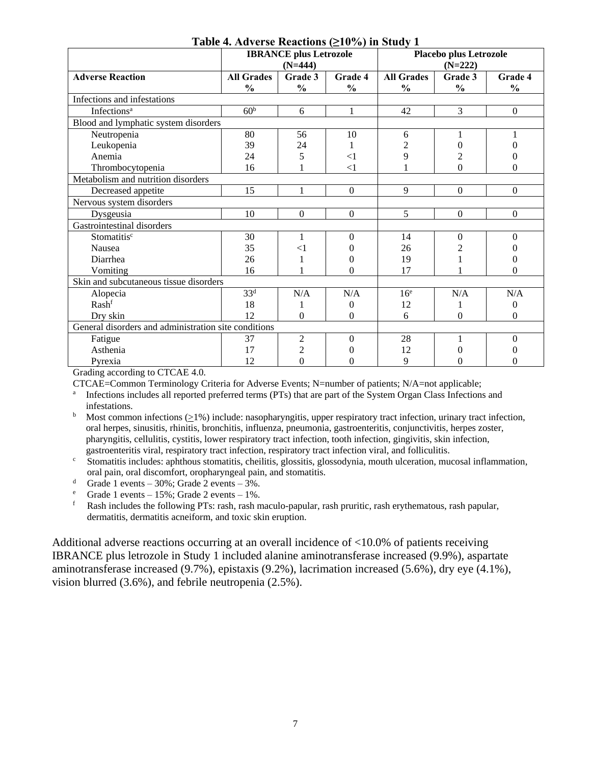**Table 4. Adverse Reactions (≥10%) in Study 1**

| | IBRANCE plus Letrozole (N=444) | | | Placebo plus Letrozole (N=222) | | |
|---|---|---|---|---|---|---|
| **Adverse Reaction** | **All Grades %** | **Grade 3 %** | **Grade 4 %** | **All Grades %** | **Grade 3 %** | **Grade 4 %** |
| Infections and infestations | | | | | | |
| Infections[a] | 60[b] | 6 | 1 | 42 | 3 | 0 |
| Blood and lymphatic system disorders | | | | | | |
| Neutropenia | 80 | 56 | 10 | 6 | 1 | 1 |
| Leukopenia | 39 | 24 | 1 | 2 | 0 | 0 |
| Anemia | 24 | 5 | <1 | 9 | 2 | 0 |
| Thrombocytopenia | 16 | 1 | <1 | 1 | 0 | 0 |
| Metabolism and nutrition disorders | | | | | | |
| Decreased appetite | 15 | 1 | 0 | 9 | 0 | 0 |
| Nervous system disorders | | | | | | |
| Dysgeusia | 10 | 0 | 0 | 5 | 0 | 0 |
| Gastrointestinal disorders | | | | | | |
| Stomatitis[c] | 30 | 1 | 0 | 14 | 0 | 0 |
| Nausea | 35 | <1 | 0 | 26 | 2 | 0 |
| Diarrhea | 26 | 1 | 0 | 19 | 1 | 0 |
| Vomiting | 16 | 1 | 0 | 17 | 1 | 0 |
| Skin and subcutaneous tissue disorders | | | | | | |
| Alopecia | 33[d] | N/A | N/A | 16[e] | N/A | N/A |
| Rash[f] | 18 | 1 | 0 | 12 | 1 | 0 |
| Dry skin | 12 | 0 | 0 | 6 | 0 | 0 |
| General disorders and administration site conditions | | | | | | |
| Fatigue | 37 | 2 | 0 | 28 | 1 | 0 |
| Asthenia | 17 | 2 | 0 | 12 | 0 | 0 |
| Pyrexia | 12 | 0 | 0 | 9 | 0 | 0 |

Grading according to CTCAE 4.0.

CTCAE=Common Terminology Criteria for Adverse Events; N=number of patients; N/A=not applicable;

[a] Infections includes all reported preferred terms (PTs) that are part of the System Organ Class Infections and infestations.

[b] Most common infections (≥1%) include: nasopharyngitis, upper respiratory tract infection, urinary tract infection, oral herpes, sinusitis, rhinitis, bronchitis, influenza, pneumonia, gastroenteritis, conjunctivitis, herpes zoster, pharyngitis, cellulitis, cystitis, lower respiratory tract infection, tooth infection, gingivitis, skin infection, gastroenteritis viral, respiratory tract infection, respiratory tract infection viral, and folliculitis.

[c] Stomatitis includes: aphthous stomatitis, cheilitis, glossitis, glossodynia, mouth ulceration, mucosal inflammation, oral pain, oral discomfort, oropharyngeal pain, and stomatitis.

[d] Grade 1 events – 30%; Grade 2 events – 3%.

[e] Grade 1 events – 15%; Grade 2 events – 1%.

[f] Rash includes the following PTs: rash, rash maculo-papular, rash pruritic, rash erythematous, rash papular, dermatitis, dermatitis acneiform, and toxic skin eruption.

Additional adverse reactions occurring at an overall incidence of <10.0% of patients receiving IBRANCE plus letrozole in Study 1 included alanine aminotransferase increased (9.9%), aspartate aminotransferase increased (9.7%), epistaxis (9.2%), lacrimation increased (5.6%), dry eye (4.1%), vision blurred (3.6%), and febrile neutropenia (2.5%).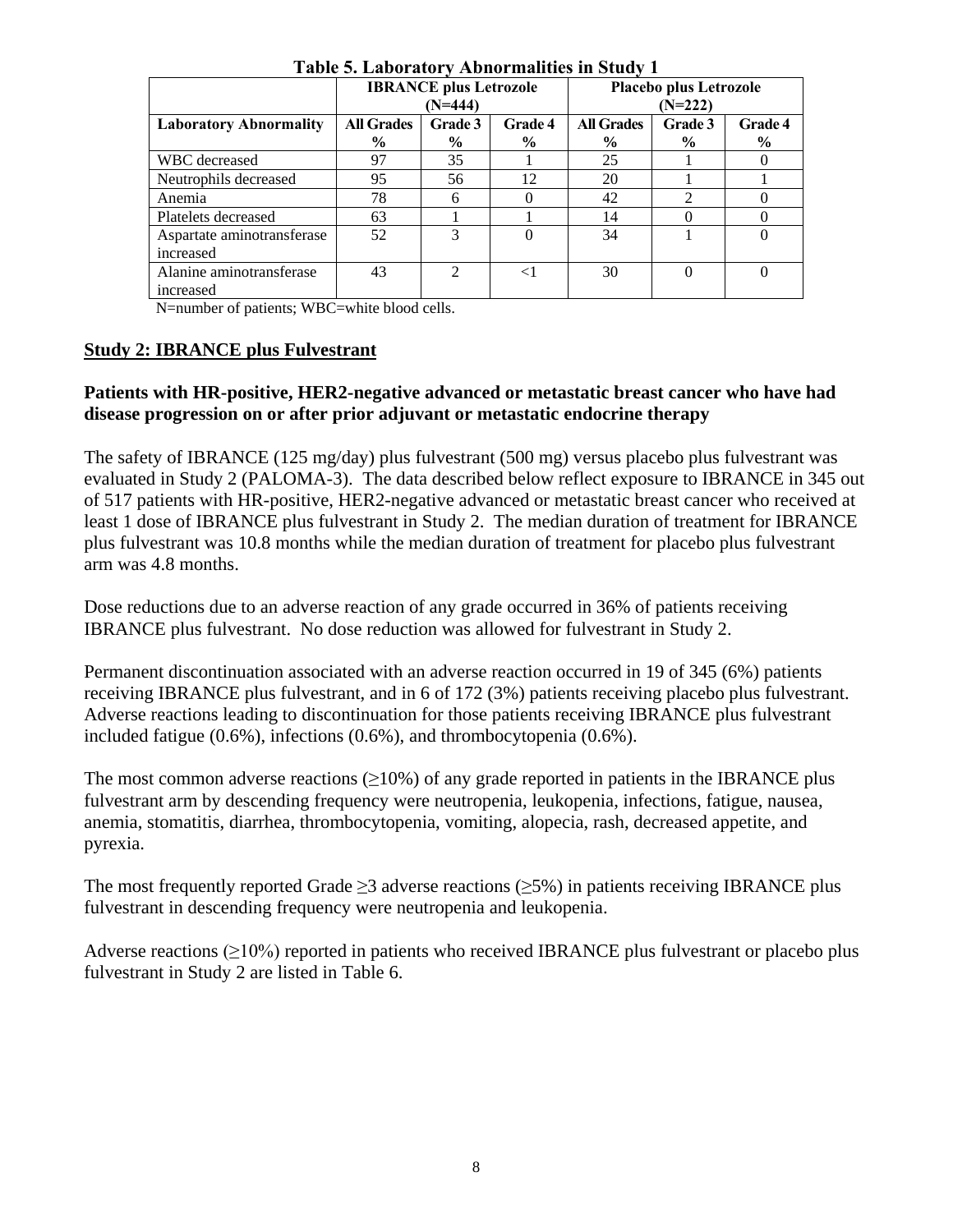**Table 5. Laboratory Abnormalities in Study 1**

| | IBRANCE plus Letrozole (N=444) | | | Placebo plus Letrozole (N=222) | | |
|---|---|---|---|---|---|---|
| **Laboratory Abnormality** | **All Grades %** | **Grade 3 %** | **Grade 4 %** | **All Grades %** | **Grade 3 %** | **Grade 4 %** |
| WBC decreased | 97 | 35 | 1 | 25 | 1 | 0 |
| Neutrophils decreased | 95 | 56 | 12 | 20 | 1 | 1 |
| Anemia | 78 | 6 | 0 | 42 | 2 | 0 |
| Platelets decreased | 63 | 1 | 1 | 14 | 0 | 0 |
| Aspartate aminotransferase increased | 52 | 3 | 0 | 34 | 1 | 0 |
| Alanine aminotransferase increased | 43 | 2 | <1 | 30 | 0 | 0 |

N=number of patients; WBC=white blood cells.

## Study 2: IBRANCE plus Fulvestrant

**Patients with HR-positive, HER2-negative advanced or metastatic breast cancer who have had disease progression on or after prior adjuvant or metastatic endocrine therapy**

The safety of IBRANCE (125 mg/day) plus fulvestrant (500 mg) versus placebo plus fulvestrant was evaluated in Study 2 (PALOMA-3). The data described below reflect exposure to IBRANCE in 345 out of 517 patients with HR-positive, HER2-negative advanced or metastatic breast cancer who received at least 1 dose of IBRANCE plus fulvestrant in Study 2. The median duration of treatment for IBRANCE plus fulvestrant was 10.8 months while the median duration of treatment for placebo plus fulvestrant arm was 4.8 months.

Dose reductions due to an adverse reaction of any grade occurred in 36% of patients receiving IBRANCE plus fulvestrant. No dose reduction was allowed for fulvestrant in Study 2.

Permanent discontinuation associated with an adverse reaction occurred in 19 of 345 (6%) patients receiving IBRANCE plus fulvestrant, and in 6 of 172 (3%) patients receiving placebo plus fulvestrant. Adverse reactions leading to discontinuation for those patients receiving IBRANCE plus fulvestrant included fatigue (0.6%), infections (0.6%), and thrombocytopenia (0.6%).

The most common adverse reactions (≥10%) of any grade reported in patients in the IBRANCE plus fulvestrant arm by descending frequency were neutropenia, leukopenia, infections, fatigue, nausea, anemia, stomatitis, diarrhea, thrombocytopenia, vomiting, alopecia, rash, decreased appetite, and pyrexia.

The most frequently reported Grade ≥3 adverse reactions (≥5%) in patients receiving IBRANCE plus fulvestrant in descending frequency were neutropenia and leukopenia.

Adverse reactions (≥10%) reported in patients who received IBRANCE plus fulvestrant or placebo plus fulvestrant in Study 2 are listed in Table 6.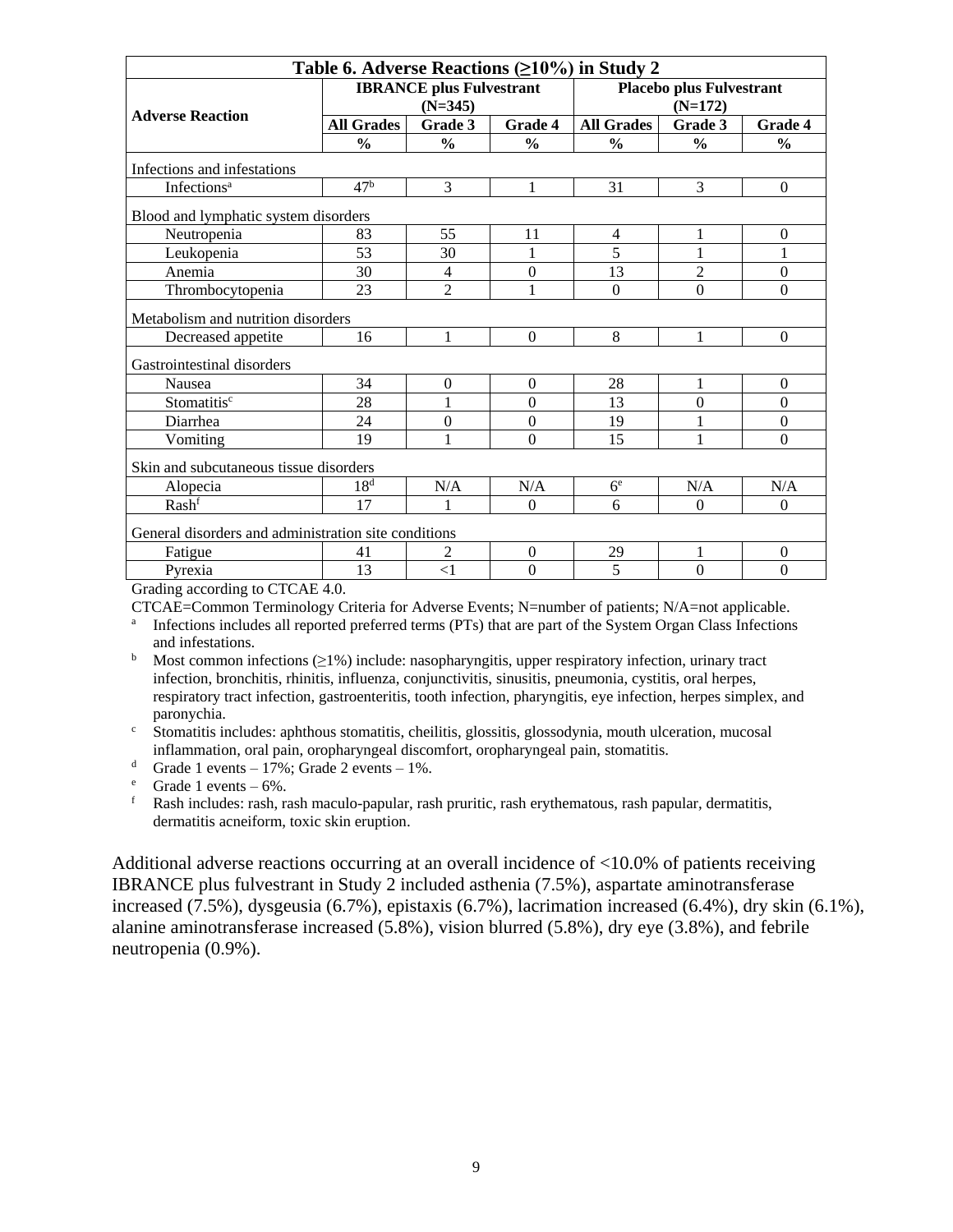| Table 6. Adverse Reactions (≥10%) in Study 2 | | | | | | |
|---|---|---|---|---|---|---|
| **Adverse Reaction** | **IBRANCE plus Fulvestrant (N=345)** | | | **Placebo plus Fulvestrant (N=172)** | | |
| | **All Grades** | **Grade 3** | **Grade 4** | **All Grades** | **Grade 3** | **Grade 4** |
| | **%** | **%** | **%** | **%** | **%** | **%** |
| Infections and infestations | | | | | | |
| Infections[a] | 47[b] | 3 | 1 | 31 | 3 | 0 |
| Blood and lymphatic system disorders | | | | | | |
| Neutropenia | 83 | 55 | 11 | 4 | 1 | 0 |
| Leukopenia | 53 | 30 | 1 | 5 | 1 | 1 |
| Anemia | 30 | 4 | 0 | 13 | 2 | 0 |
| Thrombocytopenia | 23 | 2 | 1 | 0 | 0 | 0 |
| Metabolism and nutrition disorders | | | | | | |
| Decreased appetite | 16 | 1 | 0 | 8 | 1 | 0 |
| Gastrointestinal disorders | | | | | | |
| Nausea | 34 | 0 | 0 | 28 | 1 | 0 |
| Stomatitis[c] | 28 | 1 | 0 | 13 | 0 | 0 |
| Diarrhea | 24 | 0 | 0 | 19 | 1 | 0 |
| Vomiting | 19 | 1 | 0 | 15 | 1 | 0 |
| Skin and subcutaneous tissue disorders | | | | | | |
| Alopecia | 18[d] | N/A | N/A | 6[e] | N/A | N/A |
| Rash[f] | 17 | 1 | 0 | 6 | 0 | 0 |
| General disorders and administration site conditions | | | | | | |
| Fatigue | 41 | 2 | 0 | 29 | 1 | 0 |
| Pyrexia | 13 | <1 | 0 | 5 | 0 | 0 |

Grading according to CTCAE 4.0.

CTCAE=Common Terminology Criteria for Adverse Events; N=number of patients; N/A=not applicable.

[a] Infections includes all reported preferred terms (PTs) that are part of the System Organ Class Infections and infestations.

[b] Most common infections (≥1%) include: nasopharyngitis, upper respiratory infection, urinary tract infection, bronchitis, rhinitis, influenza, conjunctivitis, sinusitis, pneumonia, cystitis, oral herpes, respiratory tract infection, gastroenteritis, tooth infection, pharyngitis, eye infection, herpes simplex, and paronychia.

[c] Stomatitis includes: aphthous stomatitis, cheilitis, glossitis, glossodynia, mouth ulceration, mucosal inflammation, oral pain, oropharyngeal discomfort, oropharyngeal pain, stomatitis.

[d] Grade 1 events – 17%; Grade 2 events – 1%.

[e] Grade 1 events – 6%.

[f] Rash includes: rash, rash maculo-papular, rash pruritic, rash erythematous, rash papular, dermatitis, dermatitis acneiform, toxic skin eruption.

Additional adverse reactions occurring at an overall incidence of <10.0% of patients receiving IBRANCE plus fulvestrant in Study 2 included asthenia (7.5%), aspartate aminotransferase increased (7.5%), dysgeusia (6.7%), epistaxis (6.7%), lacrimation increased (6.4%), dry skin (6.1%), alanine aminotransferase increased (5.8%), vision blurred (5.8%), dry eye (3.8%), and febrile neutropenia (0.9%).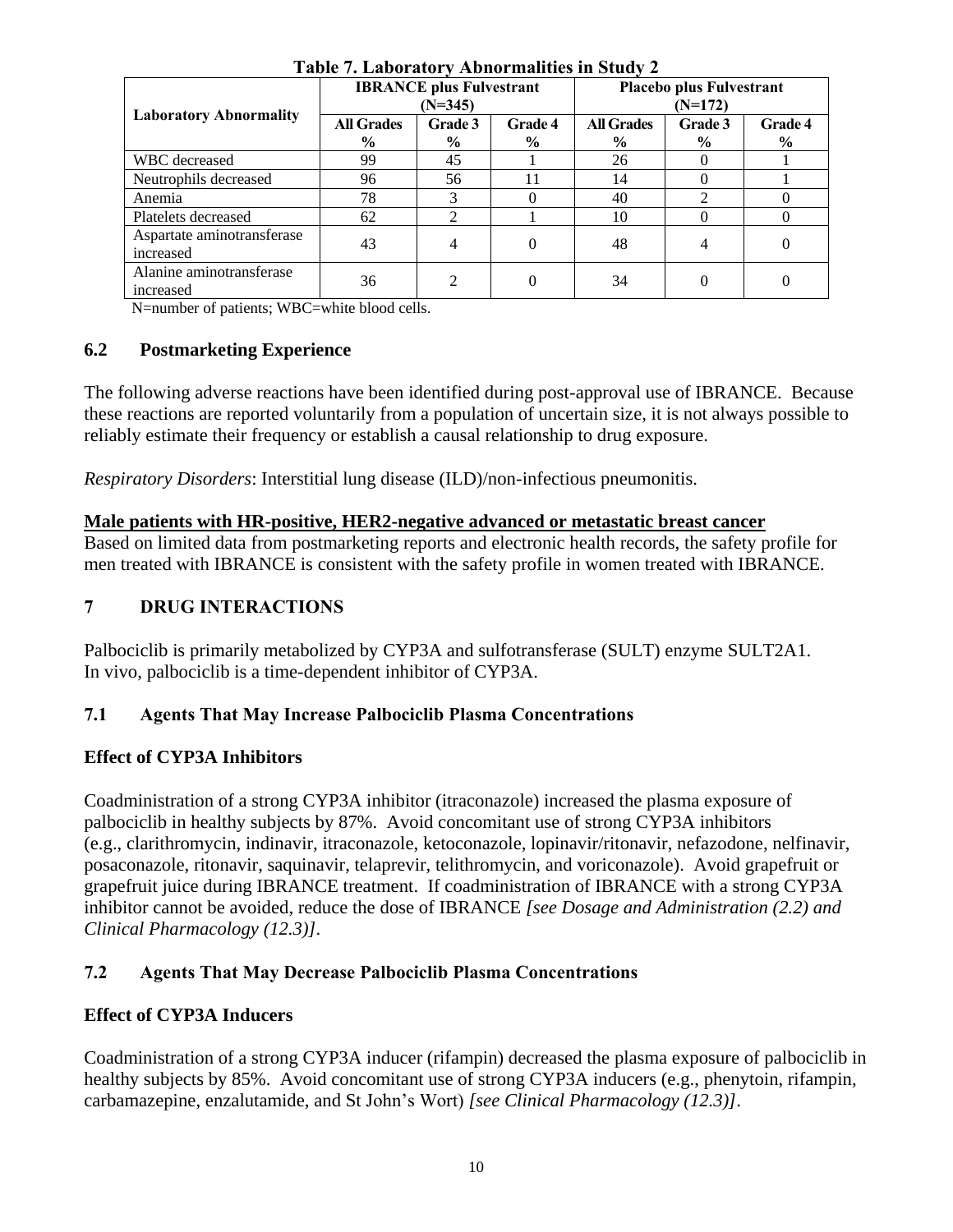**Table 7. Laboratory Abnormalities in Study 2**

| Laboratory Abnormality | IBRANCE plus Fulvestrant (N=345) | | | Placebo plus Fulvestrant (N=172) | | |
|---|---|---|---|---|---|---|
| | All Grades % | Grade 3 % | Grade 4 % | All Grades % | Grade 3 % | Grade 4 % |
| WBC decreased | 99 | 45 | 1 | 26 | 0 | 1 |
| Neutrophils decreased | 96 | 56 | 11 | 14 | 0 | 1 |
| Anemia | 78 | 3 | 0 | 40 | 2 | 0 |
| Platelets decreased | 62 | 2 | 1 | 10 | 0 | 0 |
| Aspartate aminotransferase increased | 43 | 4 | 0 | 48 | 4 | 0 |
| Alanine aminotransferase increased | 36 | 2 | 0 | 34 | 0 | 0 |

N=number of patients; WBC=white blood cells.

## 6.2 Postmarketing Experience

The following adverse reactions have been identified during post-approval use of IBRANCE. Because these reactions are reported voluntarily from a population of uncertain size, it is not always possible to reliably estimate their frequency or establish a causal relationship to drug exposure.

*Respiratory Disorders*: Interstitial lung disease (ILD)/non-infectious pneumonitis.

**Male patients with HR-positive, HER2-negative advanced or metastatic breast cancer**

Based on limited data from postmarketing reports and electronic health records, the safety profile for men treated with IBRANCE is consistent with the safety profile in women treated with IBRANCE.

# 7 DRUG INTERACTIONS

Palbociclib is primarily metabolized by CYP3A and sulfotransferase (SULT) enzyme SULT2A1. In vivo, palbociclib is a time-dependent inhibitor of CYP3A.

## 7.1 Agents That May Increase Palbociclib Plasma Concentrations

### Effect of CYP3A Inhibitors

Coadministration of a strong CYP3A inhibitor (itraconazole) increased the plasma exposure of palbociclib in healthy subjects by 87%. Avoid concomitant use of strong CYP3A inhibitors (e.g., clarithromycin, indinavir, itraconazole, ketoconazole, lopinavir/ritonavir, nefazodone, nelfinavir, posaconazole, ritonavir, saquinavir, telaprevir, telithromycin, and voriconazole). Avoid grapefruit or grapefruit juice during IBRANCE treatment. If coadministration of IBRANCE with a strong CYP3A inhibitor cannot be avoided, reduce the dose of IBRANCE *[see Dosage and Administration (2.2) and Clinical Pharmacology (12.3)]*.

## 7.2 Agents That May Decrease Palbociclib Plasma Concentrations

### Effect of CYP3A Inducers

Coadministration of a strong CYP3A inducer (rifampin) decreased the plasma exposure of palbociclib in healthy subjects by 85%. Avoid concomitant use of strong CYP3A inducers (e.g., phenytoin, rifampin, carbamazepine, enzalutamide, and St John's Wort) *[see Clinical Pharmacology (12.3)]*.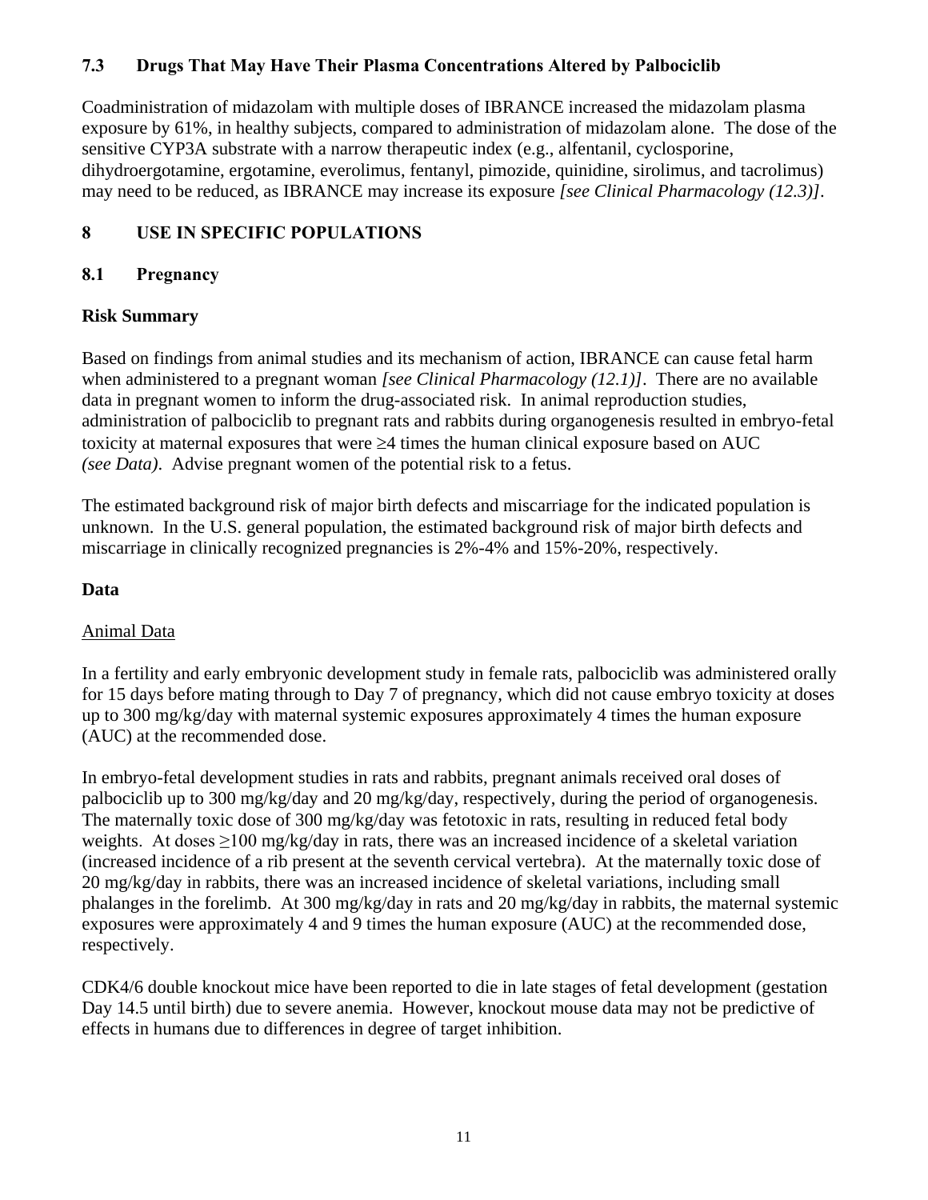## 7.3 Drugs That May Have Their Plasma Concentrations Altered by Palbociclib

Coadministration of midazolam with multiple doses of IBRANCE increased the midazolam plasma exposure by 61%, in healthy subjects, compared to administration of midazolam alone. The dose of the sensitive CYP3A substrate with a narrow therapeutic index (e.g., alfentanil, cyclosporine, dihydroergotamine, ergotamine, everolimus, fentanyl, pimozide, quinidine, sirolimus, and tacrolimus) may need to be reduced, as IBRANCE may increase its exposure *[see Clinical Pharmacology (12.3)]*.

# 8 USE IN SPECIFIC POPULATIONS

## 8.1 Pregnancy

### Risk Summary

Based on findings from animal studies and its mechanism of action, IBRANCE can cause fetal harm when administered to a pregnant woman *[see Clinical Pharmacology (12.1)]*. There are no available data in pregnant women to inform the drug-associated risk. In animal reproduction studies, administration of palbociclib to pregnant rats and rabbits during organogenesis resulted in embryo-fetal toxicity at maternal exposures that were ≥4 times the human clinical exposure based on AUC *(see Data)*. Advise pregnant women of the potential risk to a fetus.

The estimated background risk of major birth defects and miscarriage for the indicated population is unknown. In the U.S. general population, the estimated background risk of major birth defects and miscarriage in clinically recognized pregnancies is 2%-4% and 15%-20%, respectively.

### Data

Animal Data

In a fertility and early embryonic development study in female rats, palbociclib was administered orally for 15 days before mating through to Day 7 of pregnancy, which did not cause embryo toxicity at doses up to 300 mg/kg/day with maternal systemic exposures approximately 4 times the human exposure (AUC) at the recommended dose.

In embryo-fetal development studies in rats and rabbits, pregnant animals received oral doses of palbociclib up to 300 mg/kg/day and 20 mg/kg/day, respectively, during the period of organogenesis. The maternally toxic dose of 300 mg/kg/day was fetotoxic in rats, resulting in reduced fetal body weights. At doses ≥100 mg/kg/day in rats, there was an increased incidence of a skeletal variation (increased incidence of a rib present at the seventh cervical vertebra). At the maternally toxic dose of 20 mg/kg/day in rabbits, there was an increased incidence of skeletal variations, including small phalanges in the forelimb. At 300 mg/kg/day in rats and 20 mg/kg/day in rabbits, the maternal systemic exposures were approximately 4 and 9 times the human exposure (AUC) at the recommended dose, respectively.

CDK4/6 double knockout mice have been reported to die in late stages of fetal development (gestation Day 14.5 until birth) due to severe anemia. However, knockout mouse data may not be predictive of effects in humans due to differences in degree of target inhibition.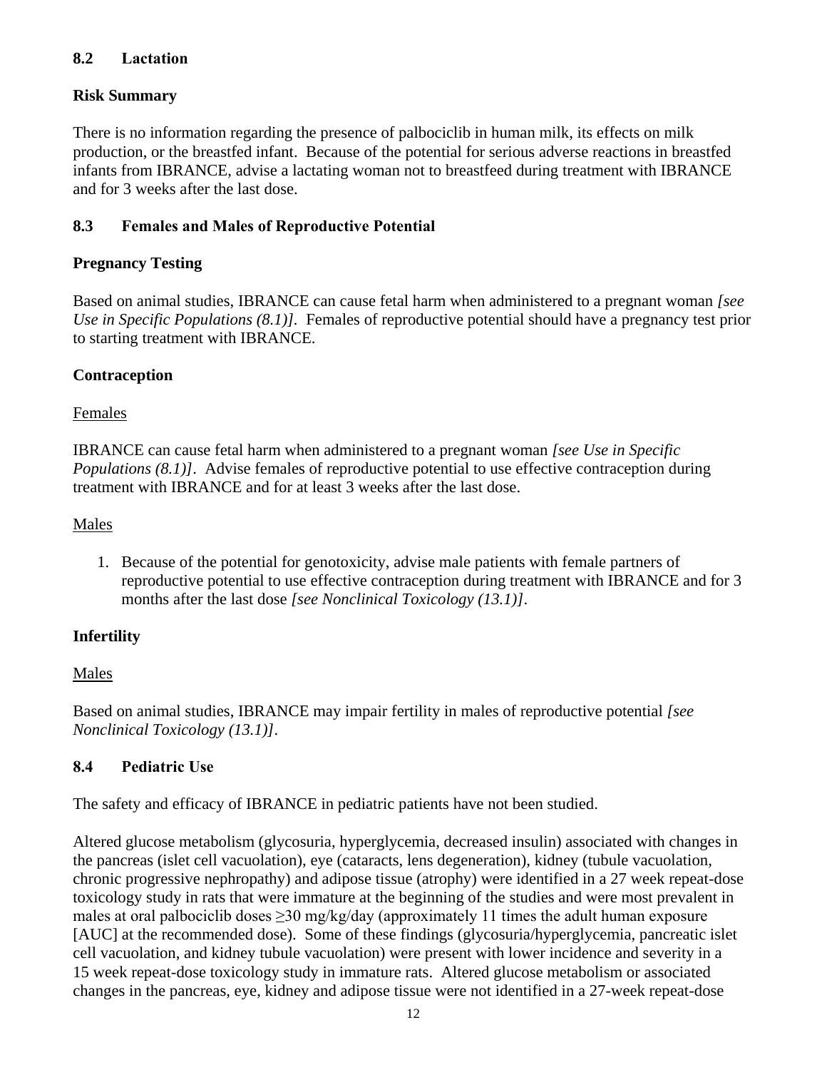## 8.2 Lactation

### Risk Summary

There is no information regarding the presence of palbociclib in human milk, its effects on milk production, or the breastfed infant. Because of the potential for serious adverse reactions in breastfed infants from IBRANCE, advise a lactating woman not to breastfeed during treatment with IBRANCE and for 3 weeks after the last dose.

## 8.3 Females and Males of Reproductive Potential

### Pregnancy Testing

Based on animal studies, IBRANCE can cause fetal harm when administered to a pregnant woman *[see Use in Specific Populations (8.1)]*. Females of reproductive potential should have a pregnancy test prior to starting treatment with IBRANCE.

### Contraception

Females

IBRANCE can cause fetal harm when administered to a pregnant woman *[see Use in Specific Populations (8.1)]*. Advise females of reproductive potential to use effective contraception during treatment with IBRANCE and for at least 3 weeks after the last dose.

Males

1. Because of the potential for genotoxicity, advise male patients with female partners of reproductive potential to use effective contraception during treatment with IBRANCE and for 3 months after the last dose *[see Nonclinical Toxicology (13.1)]*.

### Infertility

Males

Based on animal studies, IBRANCE may impair fertility in males of reproductive potential *[see Nonclinical Toxicology (13.1)]*.

## 8.4 Pediatric Use

The safety and efficacy of IBRANCE in pediatric patients have not been studied.

Altered glucose metabolism (glycosuria, hyperglycemia, decreased insulin) associated with changes in the pancreas (islet cell vacuolation), eye (cataracts, lens degeneration), kidney (tubule vacuolation, chronic progressive nephropathy) and adipose tissue (atrophy) were identified in a 27 week repeat-dose toxicology study in rats that were immature at the beginning of the studies and were most prevalent in males at oral palbociclib doses $\geq$30 mg/kg/day (approximately 11 times the adult human exposure [AUC] at the recommended dose). Some of these findings (glycosuria/hyperglycemia, pancreatic islet cell vacuolation, and kidney tubule vacuolation) were present with lower incidence and severity in a 15 week repeat-dose toxicology study in immature rats. Altered glucose metabolism or associated changes in the pancreas, eye, kidney and adipose tissue were not identified in a 27-week repeat-dose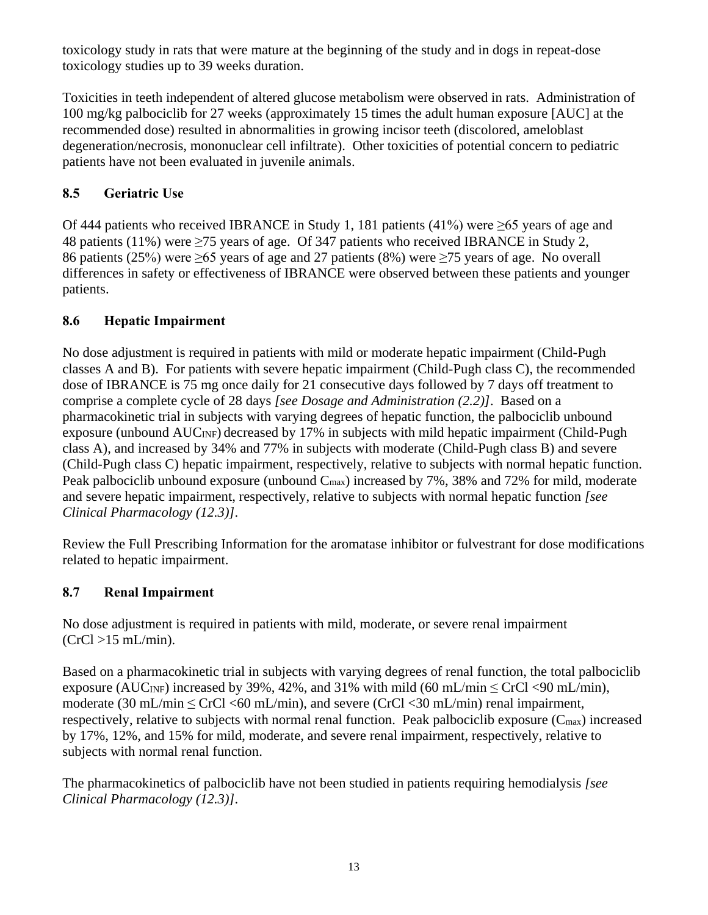toxicology study in rats that were mature at the beginning of the study and in dogs in repeat-dose toxicology studies up to 39 weeks duration.

Toxicities in teeth independent of altered glucose metabolism were observed in rats. Administration of 100 mg/kg palbociclib for 27 weeks (approximately 15 times the adult human exposure [AUC] at the recommended dose) resulted in abnormalities in growing incisor teeth (discolored, ameloblast degeneration/necrosis, mononuclear cell infiltrate). Other toxicities of potential concern to pediatric patients have not been evaluated in juvenile animals.

## 8.5 Geriatric Use

Of 444 patients who received IBRANCE in Study 1, 181 patients (41%) were ≥65 years of age and 48 patients (11%) were ≥75 years of age. Of 347 patients who received IBRANCE in Study 2, 86 patients (25%) were ≥65 years of age and 27 patients (8%) were ≥75 years of age. No overall differences in safety or effectiveness of IBRANCE were observed between these patients and younger patients.

## 8.6 Hepatic Impairment

No dose adjustment is required in patients with mild or moderate hepatic impairment (Child-Pugh classes A and B). For patients with severe hepatic impairment (Child-Pugh class C), the recommended dose of IBRANCE is 75 mg once daily for 21 consecutive days followed by 7 days off treatment to comprise a complete cycle of 28 days *[see Dosage and Administration (2.2)]*. Based on a pharmacokinetic trial in subjects with varying degrees of hepatic function, the palbociclib unbound exposure (unbound $AUC_{INF}$) decreased by 17% in subjects with mild hepatic impairment (Child-Pugh class A), and increased by 34% and 77% in subjects with moderate (Child-Pugh class B) and severe (Child-Pugh class C) hepatic impairment, respectively, relative to subjects with normal hepatic function. Peak palbociclib unbound exposure (unbound $C_{max}$) increased by 7%, 38% and 72% for mild, moderate and severe hepatic impairment, respectively, relative to subjects with normal hepatic function *[see Clinical Pharmacology (12.3)]*.

Review the Full Prescribing Information for the aromatase inhibitor or fulvestrant for dose modifications related to hepatic impairment.

## 8.7 Renal Impairment

No dose adjustment is required in patients with mild, moderate, or severe renal impairment (CrCl >15 mL/min).

Based on a pharmacokinetic trial in subjects with varying degrees of renal function, the total palbociclib exposure ($AUC_{INF}$) increased by 39%, 42%, and 31% with mild (60 mL/min ≤ CrCl <90 mL/min), moderate (30 mL/min ≤ CrCl <60 mL/min), and severe (CrCl <30 mL/min) renal impairment, respectively, relative to subjects with normal renal function. Peak palbociclib exposure ($C_{max}$) increased by 17%, 12%, and 15% for mild, moderate, and severe renal impairment, respectively, relative to subjects with normal renal function.

The pharmacokinetics of palbociclib have not been studied in patients requiring hemodialysis *[see Clinical Pharmacology (12.3)]*.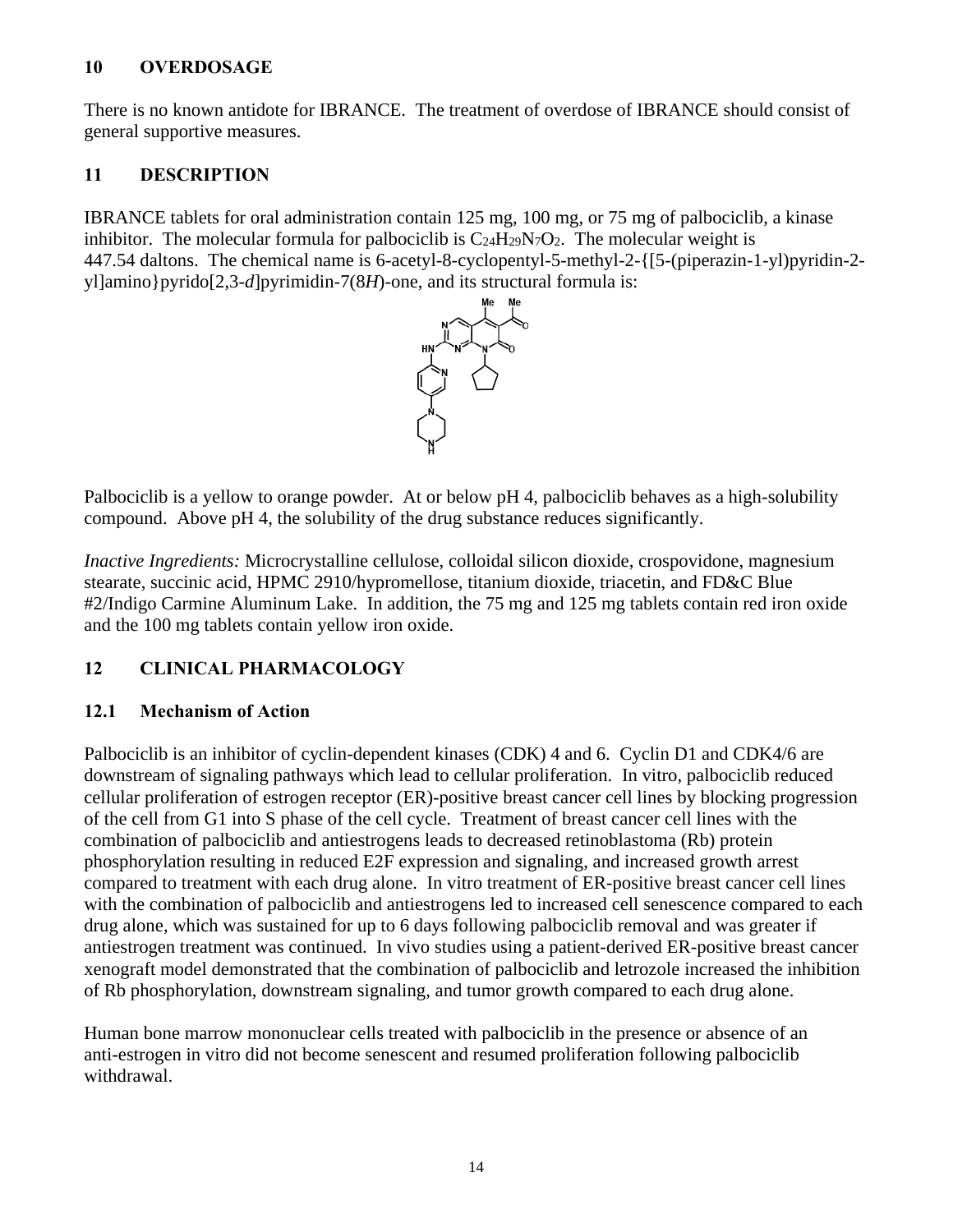## 10 OVERDOSAGE

There is no known antidote for IBRANCE. The treatment of overdose of IBRANCE should consist of general supportive measures.

## 11 DESCRIPTION

IBRANCE tablets for oral administration contain 125 mg, 100 mg, or 75 mg of palbociclib, a kinase inhibitor. The molecular formula for palbociclib is $C_{24}H_{29}N_7O_2$. The molecular weight is 447.54 daltons. The chemical name is 6-acetyl-8-cyclopentyl-5-methyl-2-{[5-(piperazin-1-yl)pyridin-2-yl]amino}pyrido[2,3-*d*]pyrimidin-7(8*H*)-one, and its structural formula is:

Palbociclib is a yellow to orange powder. At or below pH 4, palbociclib behaves as a high-solubility compound. Above pH 4, the solubility of the drug substance reduces significantly.

*Inactive Ingredients:* Microcrystalline cellulose, colloidal silicon dioxide, crospovidone, magnesium stearate, succinic acid, HPMC 2910/hypromellose, titanium dioxide, triacetin, and FD&C Blue #2/Indigo Carmine Aluminum Lake. In addition, the 75 mg and 125 mg tablets contain red iron oxide and the 100 mg tablets contain yellow iron oxide.

## 12 CLINICAL PHARMACOLOGY

### 12.1 Mechanism of Action

Palbociclib is an inhibitor of cyclin-dependent kinases (CDK) 4 and 6. Cyclin D1 and CDK4/6 are downstream of signaling pathways which lead to cellular proliferation. In vitro, palbociclib reduced cellular proliferation of estrogen receptor (ER)-positive breast cancer cell lines by blocking progression of the cell from G1 into S phase of the cell cycle. Treatment of breast cancer cell lines with the combination of palbociclib and antiestrogens leads to decreased retinoblastoma (Rb) protein phosphorylation resulting in reduced E2F expression and signaling, and increased growth arrest compared to treatment with each drug alone. In vitro treatment of ER-positive breast cancer cell lines with the combination of palbociclib and antiestrogens led to increased cell senescence compared to each drug alone, which was sustained for up to 6 days following palbociclib removal and was greater if antiestrogen treatment was continued. In vivo studies using a patient-derived ER-positive breast cancer xenograft model demonstrated that the combination of palbociclib and letrozole increased the inhibition of Rb phosphorylation, downstream signaling, and tumor growth compared to each drug alone.

Human bone marrow mononuclear cells treated with palbociclib in the presence or absence of an anti-estrogen in vitro did not become senescent and resumed proliferation following palbociclib withdrawal.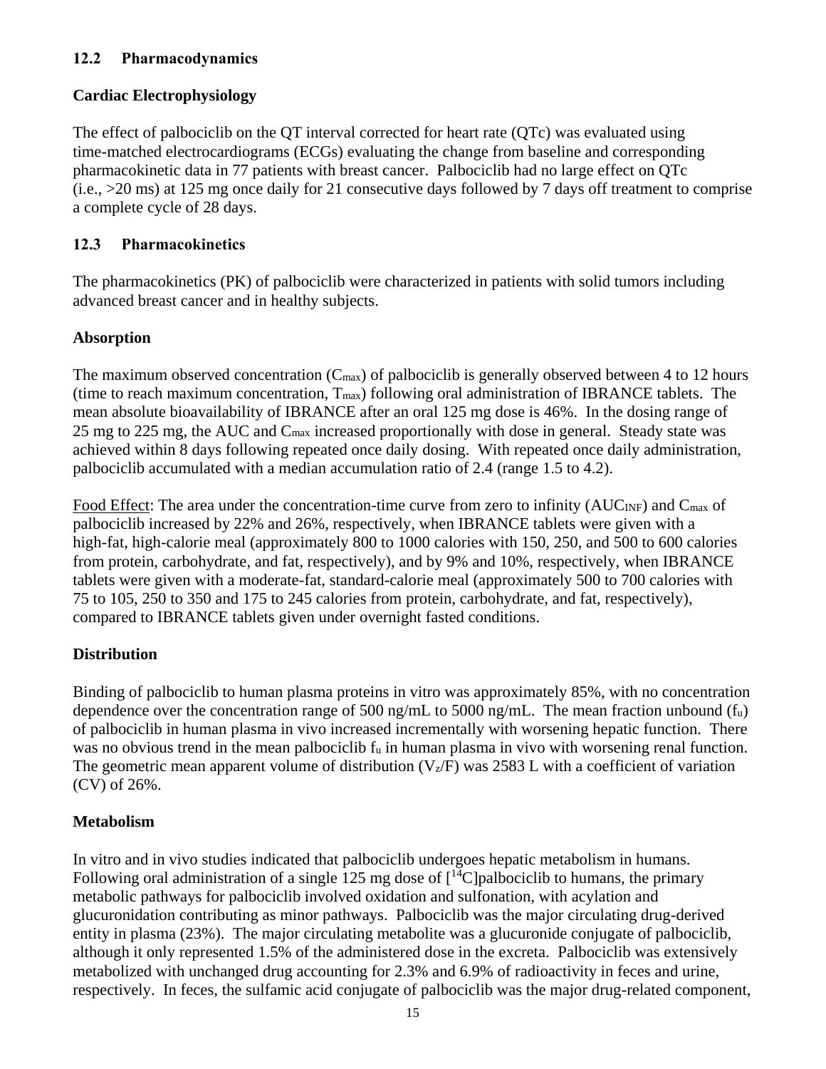## 12.2 Pharmacodynamics

### Cardiac Electrophysiology

The effect of palbociclib on the QT interval corrected for heart rate (QTc) was evaluated using time-matched electrocardiograms (ECGs) evaluating the change from baseline and corresponding pharmacokinetic data in 77 patients with breast cancer. Palbociclib had no large effect on QTc (i.e., >20 ms) at 125 mg once daily for 21 consecutive days followed by 7 days off treatment to comprise a complete cycle of 28 days.

## 12.3 Pharmacokinetics

The pharmacokinetics (PK) of palbociclib were characterized in patients with solid tumors including advanced breast cancer and in healthy subjects.

### Absorption

The maximum observed concentration ($C_{max}$) of palbociclib is generally observed between 4 to 12 hours (time to reach maximum concentration, $T_{max}$) following oral administration of IBRANCE tablets. The mean absolute bioavailability of IBRANCE after an oral 125 mg dose is 46%. In the dosing range of 25 mg to 225 mg, the AUC and $C_{max}$ increased proportionally with dose in general. Steady state was achieved within 8 days following repeated once daily dosing. With repeated once daily administration, palbociclib accumulated with a median accumulation ratio of 2.4 (range 1.5 to 4.2).

Food Effect: The area under the concentration-time curve from zero to infinity ($AUC_{INF}$) and $C_{max}$ of palbociclib increased by 22% and 26%, respectively, when IBRANCE tablets were given with a high-fat, high-calorie meal (approximately 800 to 1000 calories with 150, 250, and 500 to 600 calories from protein, carbohydrate, and fat, respectively), and by 9% and 10%, respectively, when IBRANCE tablets were given with a moderate-fat, standard-calorie meal (approximately 500 to 700 calories with 75 to 105, 250 to 350 and 175 to 245 calories from protein, carbohydrate, and fat, respectively), compared to IBRANCE tablets given under overnight fasted conditions.

### Distribution

Binding of palbociclib to human plasma proteins in vitro was approximately 85%, with no concentration dependence over the concentration range of 500 ng/mL to 5000 ng/mL. The mean fraction unbound ($f_u$) of palbociclib in human plasma in vivo increased incrementally with worsening hepatic function. There was no obvious trend in the mean palbociclib $f_u$ in human plasma in vivo with worsening renal function. The geometric mean apparent volume of distribution ($V_z/F$) was 2583 L with a coefficient of variation (CV) of 26%.

### Metabolism

In vitro and in vivo studies indicated that palbociclib undergoes hepatic metabolism in humans. Following oral administration of a single 125 mg dose of [$^{14}$C]palbociclib to humans, the primary metabolic pathways for palbociclib involved oxidation and sulfonation, with acylation and glucuronidation contributing as minor pathways. Palbociclib was the major circulating drug-derived entity in plasma (23%). The major circulating metabolite was a glucuronide conjugate of palbociclib, although it only represented 1.5% of the administered dose in the excreta. Palbociclib was extensively metabolized with unchanged drug accounting for 2.3% and 6.9% of radioactivity in feces and urine, respectively. In feces, the sulfamic acid conjugate of palbociclib was the major drug-related component,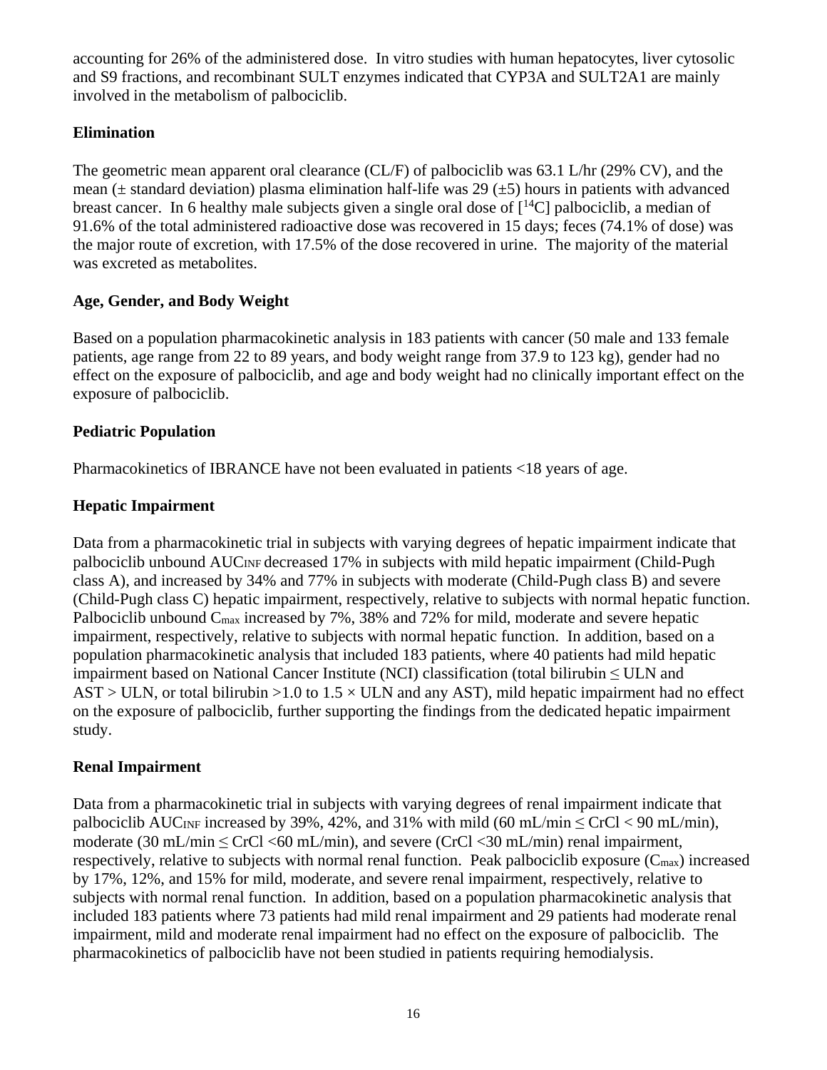accounting for 26% of the administered dose. In vitro studies with human hepatocytes, liver cytosolic and S9 fractions, and recombinant SULT enzymes indicated that CYP3A and SULT2A1 are mainly involved in the metabolism of palbociclib.

**Elimination**

The geometric mean apparent oral clearance (CL/F) of palbociclib was 63.1 L/hr (29% CV), and the mean (± standard deviation) plasma elimination half-life was 29 (±5) hours in patients with advanced breast cancer. In 6 healthy male subjects given a single oral dose of [$^{14}$C] palbociclib, a median of 91.6% of the total administered radioactive dose was recovered in 15 days; feces (74.1% of dose) was the major route of excretion, with 17.5% of the dose recovered in urine. The majority of the material was excreted as metabolites.

**Age, Gender, and Body Weight**

Based on a population pharmacokinetic analysis in 183 patients with cancer (50 male and 133 female patients, age range from 22 to 89 years, and body weight range from 37.9 to 123 kg), gender had no effect on the exposure of palbociclib, and age and body weight had no clinically important effect on the exposure of palbociclib.

**Pediatric Population**

Pharmacokinetics of IBRANCE have not been evaluated in patients <18 years of age.

**Hepatic Impairment**

Data from a pharmacokinetic trial in subjects with varying degrees of hepatic impairment indicate that palbociclib unbound $AUC_{INF}$ decreased 17% in subjects with mild hepatic impairment (Child-Pugh class A), and increased by 34% and 77% in subjects with moderate (Child-Pugh class B) and severe (Child-Pugh class C) hepatic impairment, respectively, relative to subjects with normal hepatic function. Palbociclib unbound $C_{max}$ increased by 7%, 38% and 72% for mild, moderate and severe hepatic impairment, respectively, relative to subjects with normal hepatic function. In addition, based on a population pharmacokinetic analysis that included 183 patients, where 40 patients had mild hepatic impairment based on National Cancer Institute (NCI) classification (total bilirubin ≤ ULN and AST > ULN, or total bilirubin >1.0 to 1.5 × ULN and any AST), mild hepatic impairment had no effect on the exposure of palbociclib, further supporting the findings from the dedicated hepatic impairment study.

**Renal Impairment**

Data from a pharmacokinetic trial in subjects with varying degrees of renal impairment indicate that palbociclib $AUC_{INF}$ increased by 39%, 42%, and 31% with mild (60 mL/min ≤ CrCl < 90 mL/min), moderate (30 mL/min ≤ CrCl <60 mL/min), and severe (CrCl <30 mL/min) renal impairment, respectively, relative to subjects with normal renal function. Peak palbociclib exposure ($C_{max}$) increased by 17%, 12%, and 15% for mild, moderate, and severe renal impairment, respectively, relative to subjects with normal renal function. In addition, based on a population pharmacokinetic analysis that included 183 patients where 73 patients had mild renal impairment and 29 patients had moderate renal impairment, mild and moderate renal impairment had no effect on the exposure of palbociclib. The pharmacokinetics of palbociclib have not been studied in patients requiring hemodialysis.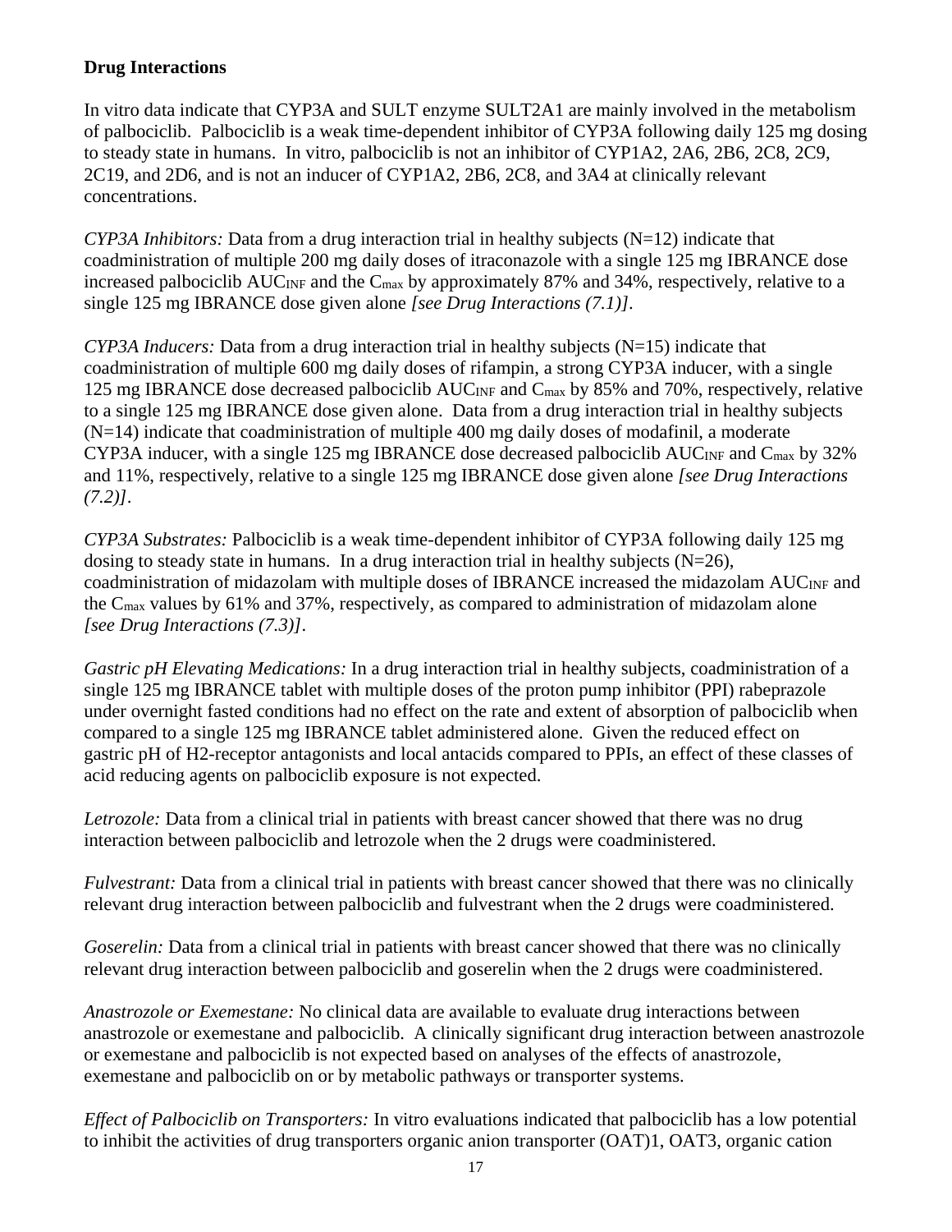**Drug Interactions**

In vitro data indicate that CYP3A and SULT enzyme SULT2A1 are mainly involved in the metabolism of palbociclib. Palbociclib is a weak time-dependent inhibitor of CYP3A following daily 125 mg dosing to steady state in humans. In vitro, palbociclib is not an inhibitor of CYP1A2, 2A6, 2B6, 2C8, 2C9, 2C19, and 2D6, and is not an inducer of CYP1A2, 2B6, 2C8, and 3A4 at clinically relevant concentrations.

*CYP3A Inhibitors:* Data from a drug interaction trial in healthy subjects (N=12) indicate that coadministration of multiple 200 mg daily doses of itraconazole with a single 125 mg IBRANCE dose increased palbociclib $AUC_{INF}$ and the $C_{max}$ by approximately 87% and 34%, respectively, relative to a single 125 mg IBRANCE dose given alone *[see Drug Interactions (7.1)]*.

*CYP3A Inducers:* Data from a drug interaction trial in healthy subjects (N=15) indicate that coadministration of multiple 600 mg daily doses of rifampin, a strong CYP3A inducer, with a single 125 mg IBRANCE dose decreased palbociclib $AUC_{INF}$ and $C_{max}$ by 85% and 70%, respectively, relative to a single 125 mg IBRANCE dose given alone. Data from a drug interaction trial in healthy subjects (N=14) indicate that coadministration of multiple 400 mg daily doses of modafinil, a moderate CYP3A inducer, with a single 125 mg IBRANCE dose decreased palbociclib $AUC_{INF}$ and $C_{max}$ by 32% and 11%, respectively, relative to a single 125 mg IBRANCE dose given alone *[see Drug Interactions (7.2)]*.

*CYP3A Substrates:* Palbociclib is a weak time-dependent inhibitor of CYP3A following daily 125 mg dosing to steady state in humans. In a drug interaction trial in healthy subjects (N=26), coadministration of midazolam with multiple doses of IBRANCE increased the midazolam $AUC_{INF}$ and the $C_{max}$ values by 61% and 37%, respectively, as compared to administration of midazolam alone *[see Drug Interactions (7.3)]*.

*Gastric pH Elevating Medications:* In a drug interaction trial in healthy subjects, coadministration of a single 125 mg IBRANCE tablet with multiple doses of the proton pump inhibitor (PPI) rabeprazole under overnight fasted conditions had no effect on the rate and extent of absorption of palbociclib when compared to a single 125 mg IBRANCE tablet administered alone. Given the reduced effect on gastric pH of H2-receptor antagonists and local antacids compared to PPIs, an effect of these classes of acid reducing agents on palbociclib exposure is not expected.

*Letrozole:* Data from a clinical trial in patients with breast cancer showed that there was no drug interaction between palbociclib and letrozole when the 2 drugs were coadministered.

*Fulvestrant:* Data from a clinical trial in patients with breast cancer showed that there was no clinically relevant drug interaction between palbociclib and fulvestrant when the 2 drugs were coadministered.

*Goserelin:* Data from a clinical trial in patients with breast cancer showed that there was no clinically relevant drug interaction between palbociclib and goserelin when the 2 drugs were coadministered.

*Anastrozole or Exemestane:* No clinical data are available to evaluate drug interactions between anastrozole or exemestane and palbociclib. A clinically significant drug interaction between anastrozole or exemestane and palbociclib is not expected based on analyses of the effects of anastrozole, exemestane and palbociclib on or by metabolic pathways or transporter systems.

*Effect of Palbociclib on Transporters:* In vitro evaluations indicated that palbociclib has a low potential to inhibit the activities of drug transporters organic anion transporter (OAT)1, OAT3, organic cation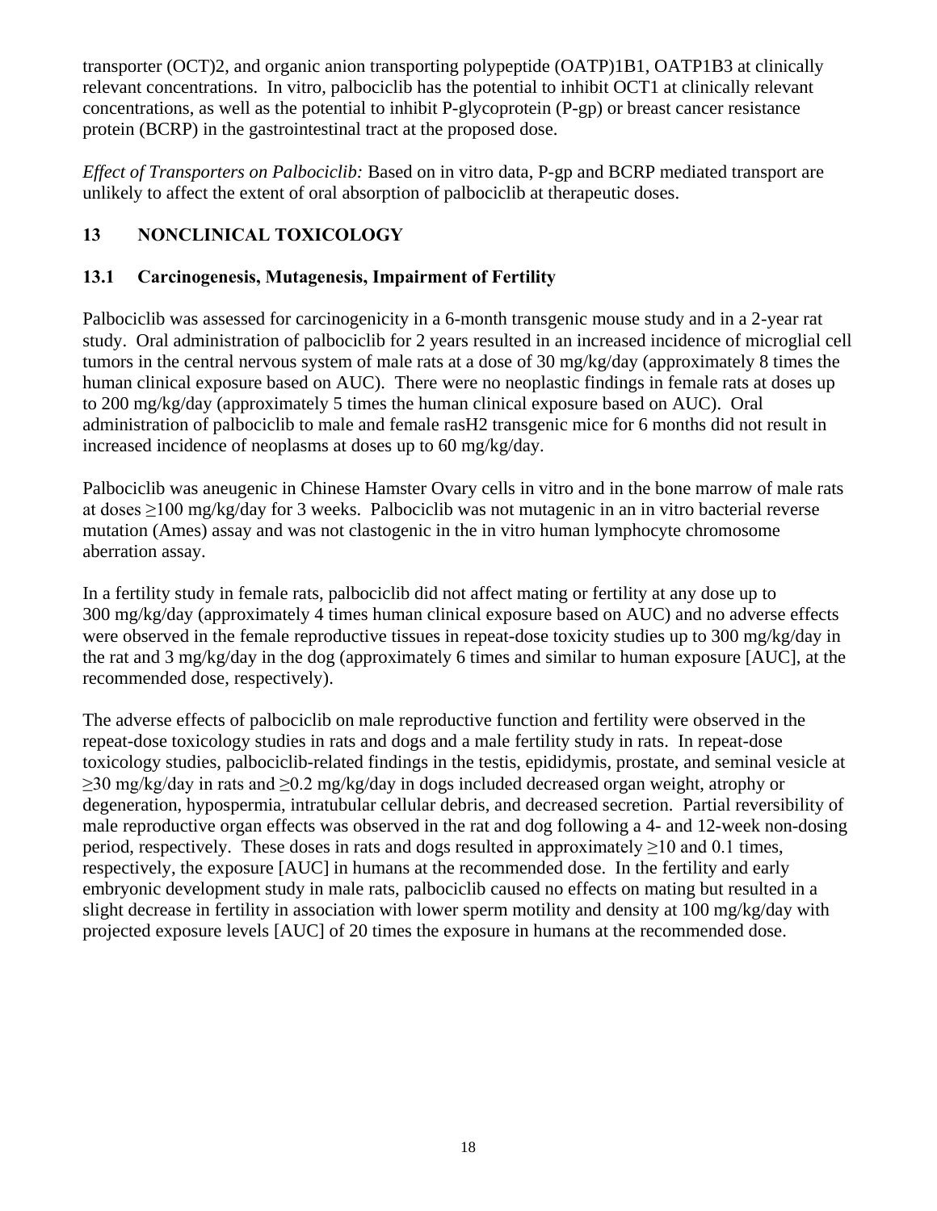transporter (OCT)2, and organic anion transporting polypeptide (OATP)1B1, OATP1B3 at clinically relevant concentrations. In vitro, palbociclib has the potential to inhibit OCT1 at clinically relevant concentrations, as well as the potential to inhibit P-glycoprotein (P-gp) or breast cancer resistance protein (BCRP) in the gastrointestinal tract at the proposed dose.

*Effect of Transporters on Palbociclib:* Based on in vitro data, P-gp and BCRP mediated transport are unlikely to affect the extent of oral absorption of palbociclib at therapeutic doses.

# 13 NONCLINICAL TOXICOLOGY

## 13.1 Carcinogenesis, Mutagenesis, Impairment of Fertility

Palbociclib was assessed for carcinogenicity in a 6-month transgenic mouse study and in a 2-year rat study. Oral administration of palbociclib for 2 years resulted in an increased incidence of microglial cell tumors in the central nervous system of male rats at a dose of 30 mg/kg/day (approximately 8 times the human clinical exposure based on AUC). There were no neoplastic findings in female rats at doses up to 200 mg/kg/day (approximately 5 times the human clinical exposure based on AUC). Oral administration of palbociclib to male and female rasH2 transgenic mice for 6 months did not result in increased incidence of neoplasms at doses up to 60 mg/kg/day.

Palbociclib was aneugenic in Chinese Hamster Ovary cells in vitro and in the bone marrow of male rats at doses ≥100 mg/kg/day for 3 weeks. Palbociclib was not mutagenic in an in vitro bacterial reverse mutation (Ames) assay and was not clastogenic in the in vitro human lymphocyte chromosome aberration assay.

In a fertility study in female rats, palbociclib did not affect mating or fertility at any dose up to 300 mg/kg/day (approximately 4 times human clinical exposure based on AUC) and no adverse effects were observed in the female reproductive tissues in repeat-dose toxicity studies up to 300 mg/kg/day in the rat and 3 mg/kg/day in the dog (approximately 6 times and similar to human exposure [AUC], at the recommended dose, respectively).

The adverse effects of palbociclib on male reproductive function and fertility were observed in the repeat-dose toxicology studies in rats and dogs and a male fertility study in rats. In repeat-dose toxicology studies, palbociclib-related findings in the testis, epididymis, prostate, and seminal vesicle at ≥30 mg/kg/day in rats and ≥0.2 mg/kg/day in dogs included decreased organ weight, atrophy or degeneration, hypospermia, intratubular cellular debris, and decreased secretion. Partial reversibility of male reproductive organ effects was observed in the rat and dog following a 4- and 12-week non-dosing period, respectively. These doses in rats and dogs resulted in approximately ≥10 and 0.1 times, respectively, the exposure [AUC] in humans at the recommended dose. In the fertility and early embryonic development study in male rats, palbociclib caused no effects on mating but resulted in a slight decrease in fertility in association with lower sperm motility and density at 100 mg/kg/day with projected exposure levels [AUC] of 20 times the exposure in humans at the recommended dose.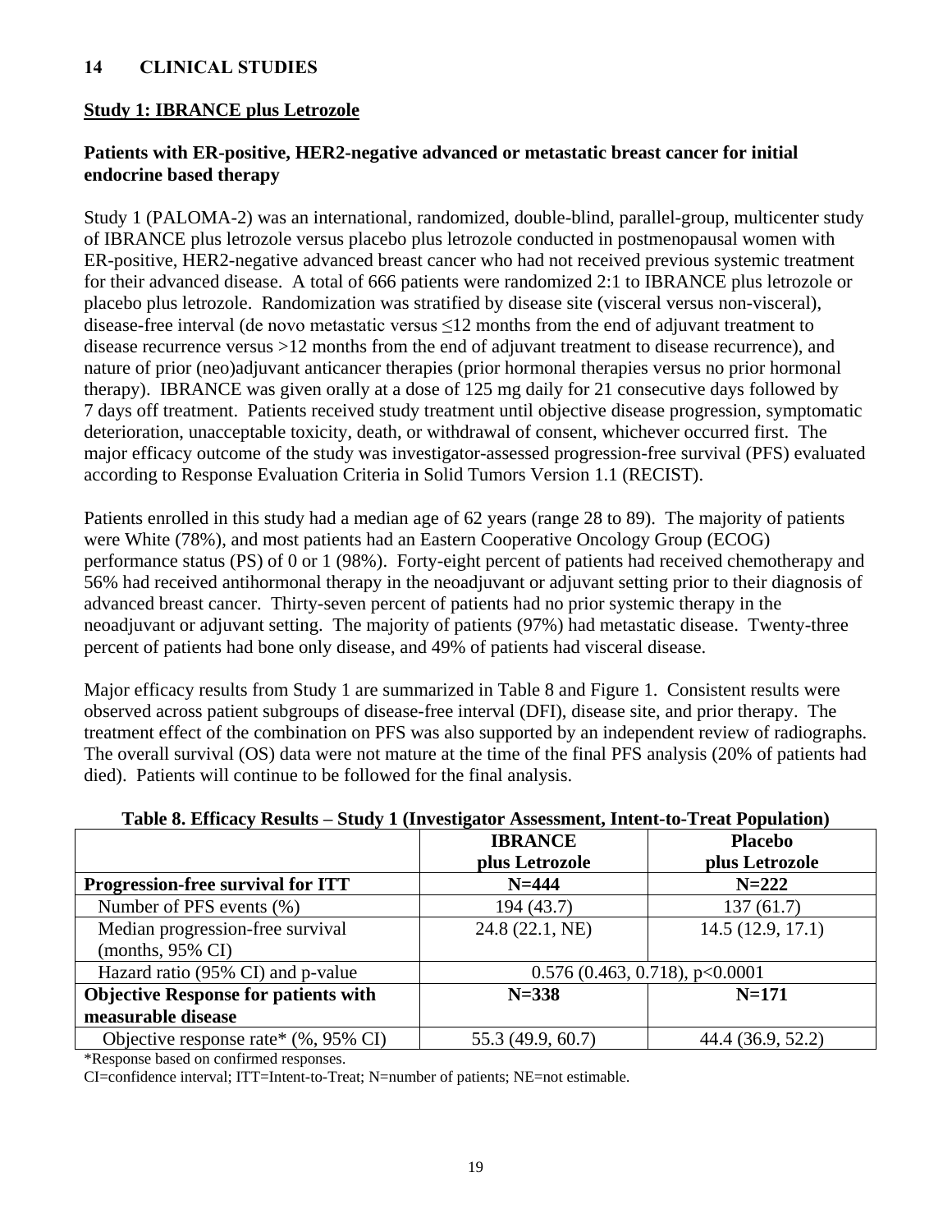## 14 CLINICAL STUDIES

### Study 1: IBRANCE plus Letrozole

**Patients with ER-positive, HER2-negative advanced or metastatic breast cancer for initial endocrine based therapy**

Study 1 (PALOMA-2) was an international, randomized, double-blind, parallel-group, multicenter study of IBRANCE plus letrozole versus placebo plus letrozole conducted in postmenopausal women with ER-positive, HER2-negative advanced breast cancer who had not received previous systemic treatment for their advanced disease. A total of 666 patients were randomized 2:1 to IBRANCE plus letrozole or placebo plus letrozole. Randomization was stratified by disease site (visceral versus non-visceral), disease-free interval (de novo metastatic versus ≤12 months from the end of adjuvant treatment to disease recurrence versus >12 months from the end of adjuvant treatment to disease recurrence), and nature of prior (neo)adjuvant anticancer therapies (prior hormonal therapies versus no prior hormonal therapy). IBRANCE was given orally at a dose of 125 mg daily for 21 consecutive days followed by 7 days off treatment. Patients received study treatment until objective disease progression, symptomatic deterioration, unacceptable toxicity, death, or withdrawal of consent, whichever occurred first. The major efficacy outcome of the study was investigator-assessed progression-free survival (PFS) evaluated according to Response Evaluation Criteria in Solid Tumors Version 1.1 (RECIST).

Patients enrolled in this study had a median age of 62 years (range 28 to 89). The majority of patients were White (78%), and most patients had an Eastern Cooperative Oncology Group (ECOG) performance status (PS) of 0 or 1 (98%). Forty-eight percent of patients had received chemotherapy and 56% had received antihormonal therapy in the neoadjuvant or adjuvant setting prior to their diagnosis of advanced breast cancer. Thirty-seven percent of patients had no prior systemic therapy in the neoadjuvant or adjuvant setting. The majority of patients (97%) had metastatic disease. Twenty-three percent of patients had bone only disease, and 49% of patients had visceral disease.

Major efficacy results from Study 1 are summarized in Table 8 and Figure 1. Consistent results were observed across patient subgroups of disease-free interval (DFI), disease site, and prior therapy. The treatment effect of the combination on PFS was also supported by an independent review of radiographs. The overall survival (OS) data were not mature at the time of the final PFS analysis (20% of patients had died). Patients will continue to be followed for the final analysis.

**Table 8. Efficacy Results – Study 1 (Investigator Assessment, Intent-to-Treat Population)**

| | IBRANCE plus Letrozole | Placebo plus Letrozole |
|---|---|---|
| **Progression-free survival for ITT** | **N=444** | **N=222** |
| Number of PFS events (%) | 194 (43.7) | 137 (61.7) |
| Median progression-free survival (months, 95% CI) | 24.8 (22.1, NE) | 14.5 (12.9, 17.1) |
| Hazard ratio (95% CI) and p-value | 0.576 (0.463, 0.718), p<0.0001 | |
| **Objective Response for patients with measurable disease** | **N=338** | **N=171** |
| Objective response rate* (%, 95% CI) | 55.3 (49.9, 60.7) | 44.4 (36.9, 52.2) |

*Response based on confirmed responses.

CI=confidence interval; ITT=Intent-to-Treat; N=number of patients; NE=not estimable.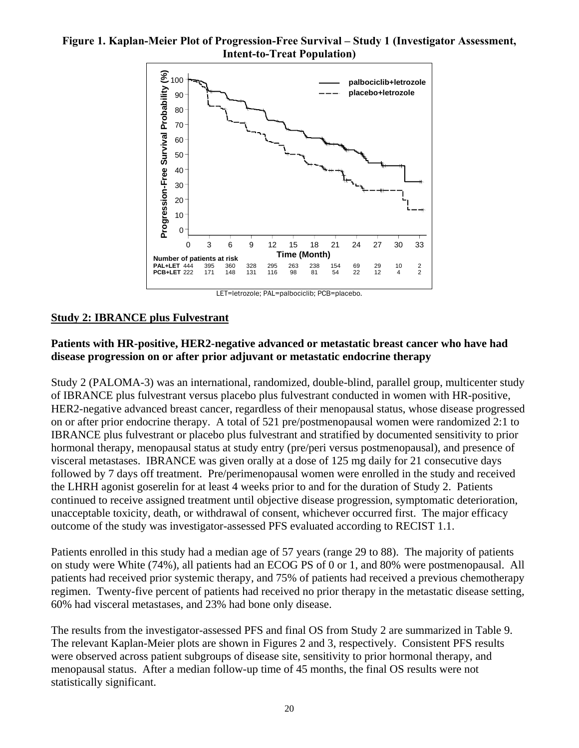**Figure 1. Kaplan-Meier Plot of Progression-Free Survival – Study 1 (Investigator Assessment, Intent-to-Treat Population)**

| Number of patients at risk | 0 | 3 | 6 | 9 | 12 | 15 | 18 | 21 | 24 | 27 | 30 | 33 |
|---|---|---|---|---|---|---|---|---|---|---|---|---|
| PAL+LET | 444 | 395 | 360 | 328 | 295 | 263 | 238 | 154 | 69 | 29 | 10 | 2 |
| PCB+LET | 222 | 171 | 148 | 131 | 116 | 98 | 81 | 54 | 22 | 12 | 4 | 2 |

LET=letrozole; PAL=palbociclib; PCB=placebo.

**Study 2: IBRANCE plus Fulvestrant**

**Patients with HR-positive, HER2-negative advanced or metastatic breast cancer who have had disease progression on or after prior adjuvant or metastatic endocrine therapy**

Study 2 (PALOMA-3) was an international, randomized, double-blind, parallel group, multicenter study of IBRANCE plus fulvestrant versus placebo plus fulvestrant conducted in women with HR-positive, HER2-negative advanced breast cancer, regardless of their menopausal status, whose disease progressed on or after prior endocrine therapy. A total of 521 pre/postmenopausal women were randomized 2:1 to IBRANCE plus fulvestrant or placebo plus fulvestrant and stratified by documented sensitivity to prior hormonal therapy, menopausal status at study entry (pre/peri versus postmenopausal), and presence of visceral metastases. IBRANCE was given orally at a dose of 125 mg daily for 21 consecutive days followed by 7 days off treatment. Pre/perimenopausal women were enrolled in the study and received the LHRH agonist goserelin for at least 4 weeks prior to and for the duration of Study 2. Patients continued to receive assigned treatment until objective disease progression, symptomatic deterioration, unacceptable toxicity, death, or withdrawal of consent, whichever occurred first. The major efficacy outcome of the study was investigator-assessed PFS evaluated according to RECIST 1.1.

Patients enrolled in this study had a median age of 57 years (range 29 to 88). The majority of patients on study were White (74%), all patients had an ECOG PS of 0 or 1, and 80% were postmenopausal. All patients had received prior systemic therapy, and 75% of patients had received a previous chemotherapy regimen. Twenty-five percent of patients had received no prior therapy in the metastatic disease setting, 60% had visceral metastases, and 23% had bone only disease.

The results from the investigator-assessed PFS and final OS from Study 2 are summarized in Table 9. The relevant Kaplan-Meier plots are shown in Figures 2 and 3, respectively. Consistent PFS results were observed across patient subgroups of disease site, sensitivity to prior hormonal therapy, and menopausal status. After a median follow-up time of 45 months, the final OS results were not statistically significant.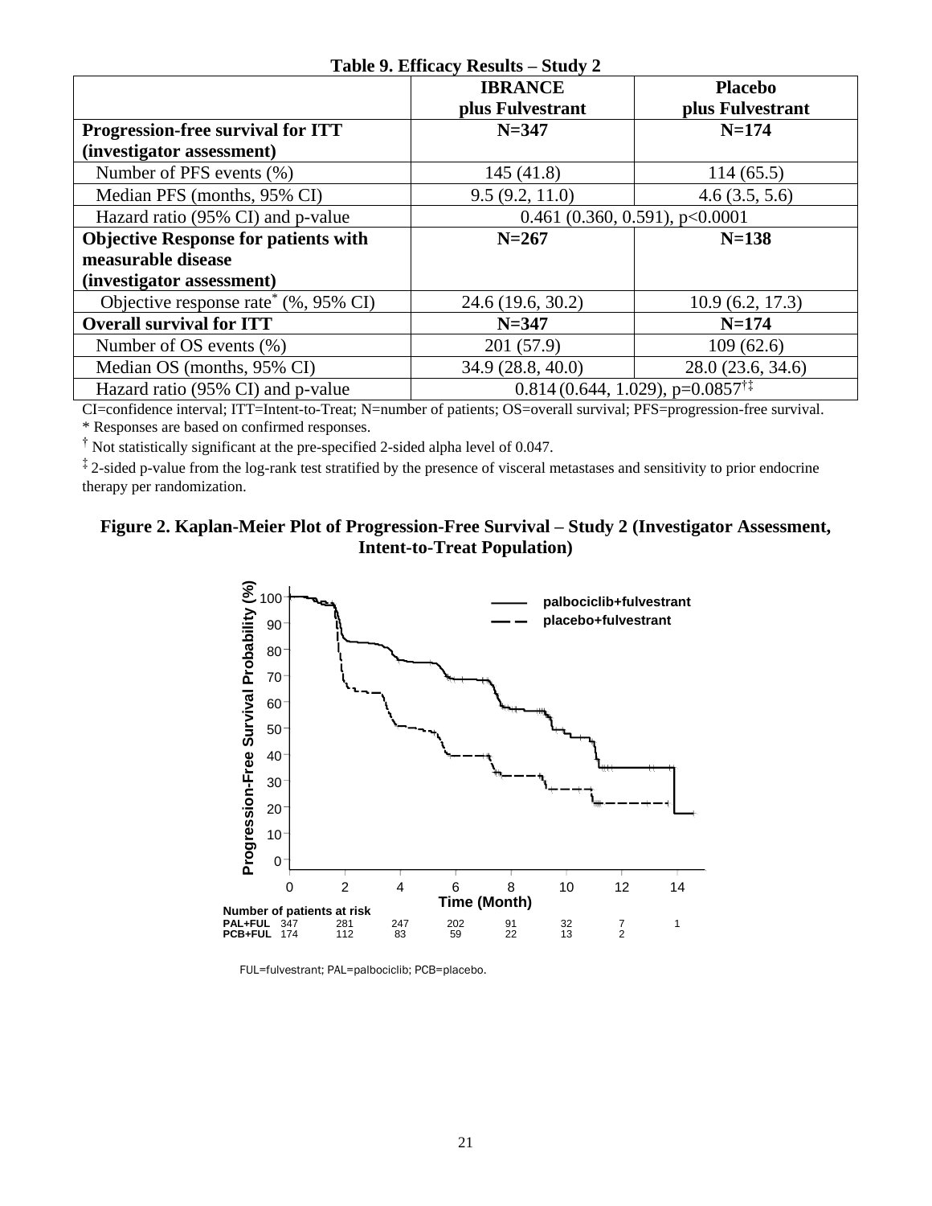**Table 9. Efficacy Results – Study 2**

| | IBRANCE plus Fulvestrant | Placebo plus Fulvestrant |
|---|---|---|
| **Progression-free survival for ITT (investigator assessment)** | **N=347** | **N=174** |
| Number of PFS events (%) | 145 (41.8) | 114 (65.5) |
| Median PFS (months, 95% CI) | 9.5 (9.2, 11.0) | 4.6 (3.5, 5.6) |
| Hazard ratio (95% CI) and p-value | 0.461 (0.360, 0.591), p<0.0001 | |
| **Objective Response for patients with measurable disease (investigator assessment)** | **N=267** | **N=138** |
| Objective response rate* (%, 95% CI) | 24.6 (19.6, 30.2) | 10.9 (6.2, 17.3) |
| **Overall survival for ITT** | **N=347** | **N=174** |
| Number of OS events (%) | 201 (57.9) | 109 (62.6) |
| Median OS (months, 95% CI) | 34.9 (28.8, 40.0) | 28.0 (23.6, 34.6) |
| Hazard ratio (95% CI) and p-value | 0.814 (0.644, 1.029), p=0.0857†‡ | |

CI=confidence interval; ITT=Intent-to-Treat; N=number of patients; OS=overall survival; PFS=progression-free survival.

* Responses are based on confirmed responses.

† Not statistically significant at the pre-specified 2-sided alpha level of 0.047.

‡ 2-sided p-value from the log-rank test stratified by the presence of visceral metastases and sensitivity to prior endocrine therapy per randomization.

**Figure 2. Kaplan-Meier Plot of Progression-Free Survival – Study 2 (Investigator Assessment, Intent-to-Treat Population)**

Number of patients at risk

| Time (Month) | 0 | 2 | 4 | 6 | 8 | 10 | 12 | 14 |
|---|---|---|---|---|---|---|---|---|
| PAL+FUL | 347 | 281 | 247 | 202 | 91 | 32 | 7 | 1 |
| PCB+FUL | 174 | 112 | 83 | 59 | 22 | 13 | 2 | |

FUL=fulvestrant; PAL=palbociclib; PCB=placebo.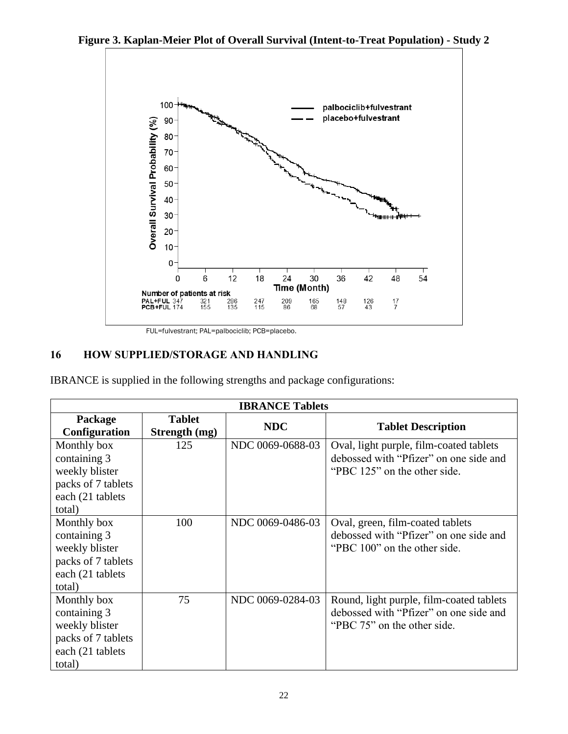**Figure 3. Kaplan-Meier Plot of Overall Survival (Intent-to-Treat Population) - Study 2**

Number of patients at risk

| | 0 | 6 | 12 | 18 | 24 | 30 | 36 | 42 | 48 |
|---|---|---|---|---|---|---|---|---|---|
| PAL+FUL | 347 | 321 | 286 | 247 | 209 | 165 | 148 | 126 | 17 |
| PCB+FUL | 174 | 155 | 135 | 115 | 86 | 68 | 57 | 43 | 7 |

FUL=fulvestrant; PAL=palbociclib; PCB=placebo.

## 16 HOW SUPPLIED/STORAGE AND HANDLING

IBRANCE is supplied in the following strengths and package configurations:

| IBRANCE Tablets | | | |
|---|---|---|---|
| **Package Configuration** | **Tablet Strength (mg)** | **NDC** | **Tablet Description** |
| Monthly box containing 3 weekly blister packs of 7 tablets each (21 tablets total) | 125 | NDC 0069-0688-03 | Oval, light purple, film-coated tablets debossed with "Pfizer" on one side and "PBC 125" on the other side. |
| Monthly box containing 3 weekly blister packs of 7 tablets each (21 tablets total) | 100 | NDC 0069-0486-03 | Oval, green, film-coated tablets debossed with "Pfizer" on one side and "PBC 100" on the other side. |
| Monthly box containing 3 weekly blister packs of 7 tablets each (21 tablets total) | 75 | NDC 0069-0284-03 | Round, light purple, film-coated tablets debossed with "Pfizer" on one side and "PBC 75" on the other side. |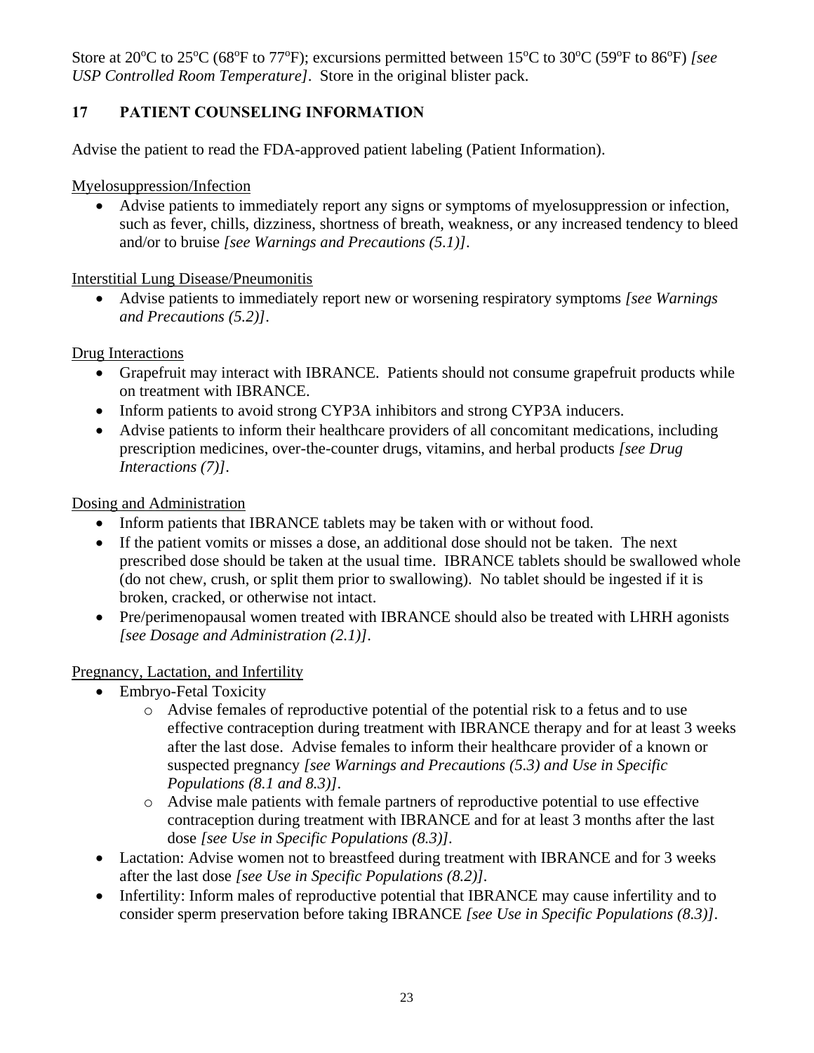Store at 20°C to 25°C (68°F to 77°F); excursions permitted between 15°C to 30°C (59°F to 86°F) *[see USP Controlled Room Temperature]*. Store in the original blister pack.

## 17 PATIENT COUNSELING INFORMATION

Advise the patient to read the FDA-approved patient labeling (Patient Information).

Myelosuppression/Infection

- Advise patients to immediately report any signs or symptoms of myelosuppression or infection, such as fever, chills, dizziness, shortness of breath, weakness, or any increased tendency to bleed and/or to bruise *[see Warnings and Precautions (5.1)]*.

Interstitial Lung Disease/Pneumonitis

- Advise patients to immediately report new or worsening respiratory symptoms *[see Warnings and Precautions (5.2)]*.

Drug Interactions

- Grapefruit may interact with IBRANCE. Patients should not consume grapefruit products while on treatment with IBRANCE.
- Inform patients to avoid strong CYP3A inhibitors and strong CYP3A inducers.
- Advise patients to inform their healthcare providers of all concomitant medications, including prescription medicines, over-the-counter drugs, vitamins, and herbal products *[see Drug Interactions (7)]*.

Dosing and Administration

- Inform patients that IBRANCE tablets may be taken with or without food.
- If the patient vomits or misses a dose, an additional dose should not be taken. The next prescribed dose should be taken at the usual time. IBRANCE tablets should be swallowed whole (do not chew, crush, or split them prior to swallowing). No tablet should be ingested if it is broken, cracked, or otherwise not intact.
- Pre/perimenopausal women treated with IBRANCE should also be treated with LHRH agonists *[see Dosage and Administration (2.1)]*.

Pregnancy, Lactation, and Infertility

- Embryo-Fetal Toxicity
  - Advise females of reproductive potential of the potential risk to a fetus and to use effective contraception during treatment with IBRANCE therapy and for at least 3 weeks after the last dose. Advise females to inform their healthcare provider of a known or suspected pregnancy *[see Warnings and Precautions (5.3) and Use in Specific Populations (8.1 and 8.3)]*.
  - Advise male patients with female partners of reproductive potential to use effective contraception during treatment with IBRANCE and for at least 3 months after the last dose *[see Use in Specific Populations (8.3)]*.
- Lactation: Advise women not to breastfeed during treatment with IBRANCE and for 3 weeks after the last dose *[see Use in Specific Populations (8.2)]*.
- Infertility: Inform males of reproductive potential that IBRANCE may cause infertility and to consider sperm preservation before taking IBRANCE *[see Use in Specific Populations (8.3)]*.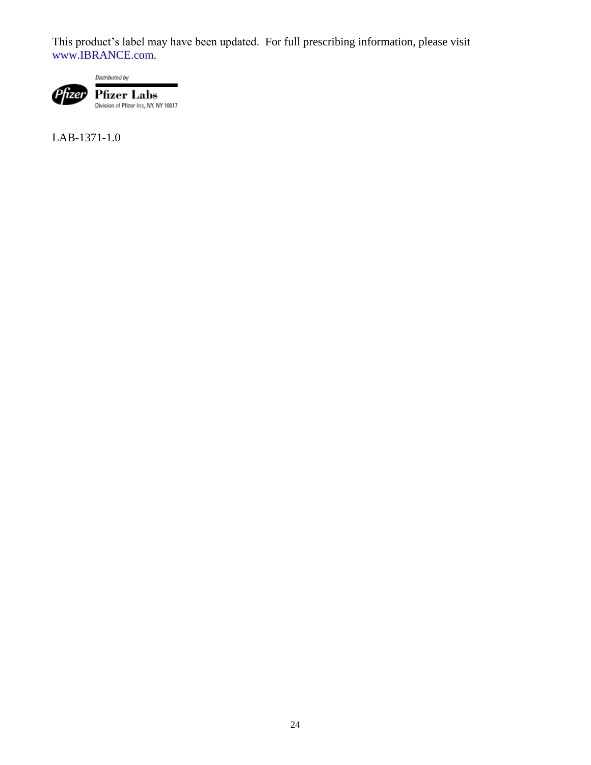This product's label may have been updated. For full prescribing information, please visit www.IBRANCE.com.

Distributed by

Pfizer Labs

Division of Pfizer Inc, NY, NY 10017

LAB-1371-1.0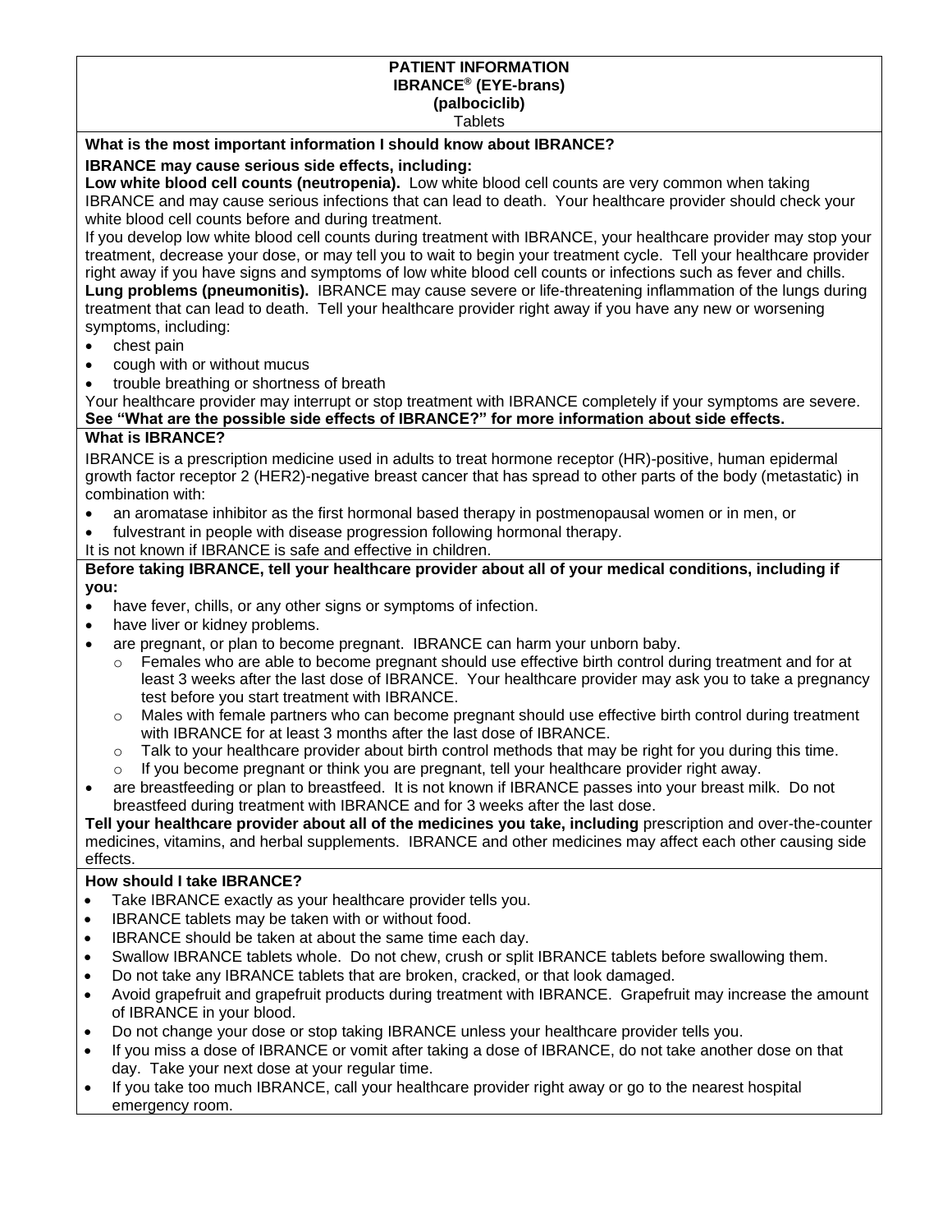**PATIENT INFORMATION**
**IBRANCE® (EYE-brans)**
**(palbociclib)**
Tablets

**What is the most important information I should know about IBRANCE?**

**IBRANCE may cause serious side effects, including:**

**Low white blood cell counts (neutropenia).** Low white blood cell counts are very common when taking IBRANCE and may cause serious infections that can lead to death. Your healthcare provider should check your white blood cell counts before and during treatment.

If you develop low white blood cell counts during treatment with IBRANCE, your healthcare provider may stop your treatment, decrease your dose, or may tell you to wait to begin your treatment cycle. Tell your healthcare provider right away if you have signs and symptoms of low white blood cell counts or infections such as fever and chills.

**Lung problems (pneumonitis).** IBRANCE may cause severe or life-threatening inflammation of the lungs during treatment that can lead to death. Tell your healthcare provider right away if you have any new or worsening symptoms, including:

- chest pain
- cough with or without mucus
- trouble breathing or shortness of breath

Your healthcare provider may interrupt or stop treatment with IBRANCE completely if your symptoms are severe.

**See "What are the possible side effects of IBRANCE?" for more information about side effects.**

**What is IBRANCE?**

IBRANCE is a prescription medicine used in adults to treat hormone receptor (HR)-positive, human epidermal growth factor receptor 2 (HER2)-negative breast cancer that has spread to other parts of the body (metastatic) in combination with:

- an aromatase inhibitor as the first hormonal based therapy in postmenopausal women or in men, or
- fulvestrant in people with disease progression following hormonal therapy.

It is not known if IBRANCE is safe and effective in children.

**Before taking IBRANCE, tell your healthcare provider about all of your medical conditions, including if you:**

- have fever, chills, or any other signs or symptoms of infection.
- have liver or kidney problems.
- are pregnant, or plan to become pregnant. IBRANCE can harm your unborn baby.
  - Females who are able to become pregnant should use effective birth control during treatment and for at least 3 weeks after the last dose of IBRANCE. Your healthcare provider may ask you to take a pregnancy test before you start treatment with IBRANCE.
  - Males with female partners who can become pregnant should use effective birth control during treatment with IBRANCE for at least 3 months after the last dose of IBRANCE.
  - Talk to your healthcare provider about birth control methods that may be right for you during this time.
  - If you become pregnant or think you are pregnant, tell your healthcare provider right away.
- are breastfeeding or plan to breastfeed. It is not known if IBRANCE passes into your breast milk. Do not breastfeed during treatment with IBRANCE and for 3 weeks after the last dose.

**Tell your healthcare provider about all of the medicines you take, including** prescription and over-the-counter medicines, vitamins, and herbal supplements. IBRANCE and other medicines may affect each other causing side effects.

**How should I take IBRANCE?**

- Take IBRANCE exactly as your healthcare provider tells you.
- IBRANCE tablets may be taken with or without food.
- IBRANCE should be taken at about the same time each day.
- Swallow IBRANCE tablets whole. Do not chew, crush or split IBRANCE tablets before swallowing them.
- Do not take any IBRANCE tablets that are broken, cracked, or that look damaged.
- Avoid grapefruit and grapefruit products during treatment with IBRANCE. Grapefruit may increase the amount of IBRANCE in your blood.
- Do not change your dose or stop taking IBRANCE unless your healthcare provider tells you.
- If you miss a dose of IBRANCE or vomit after taking a dose of IBRANCE, do not take another dose on that day. Take your next dose at your regular time.
- If you take too much IBRANCE, call your healthcare provider right away or go to the nearest hospital emergency room.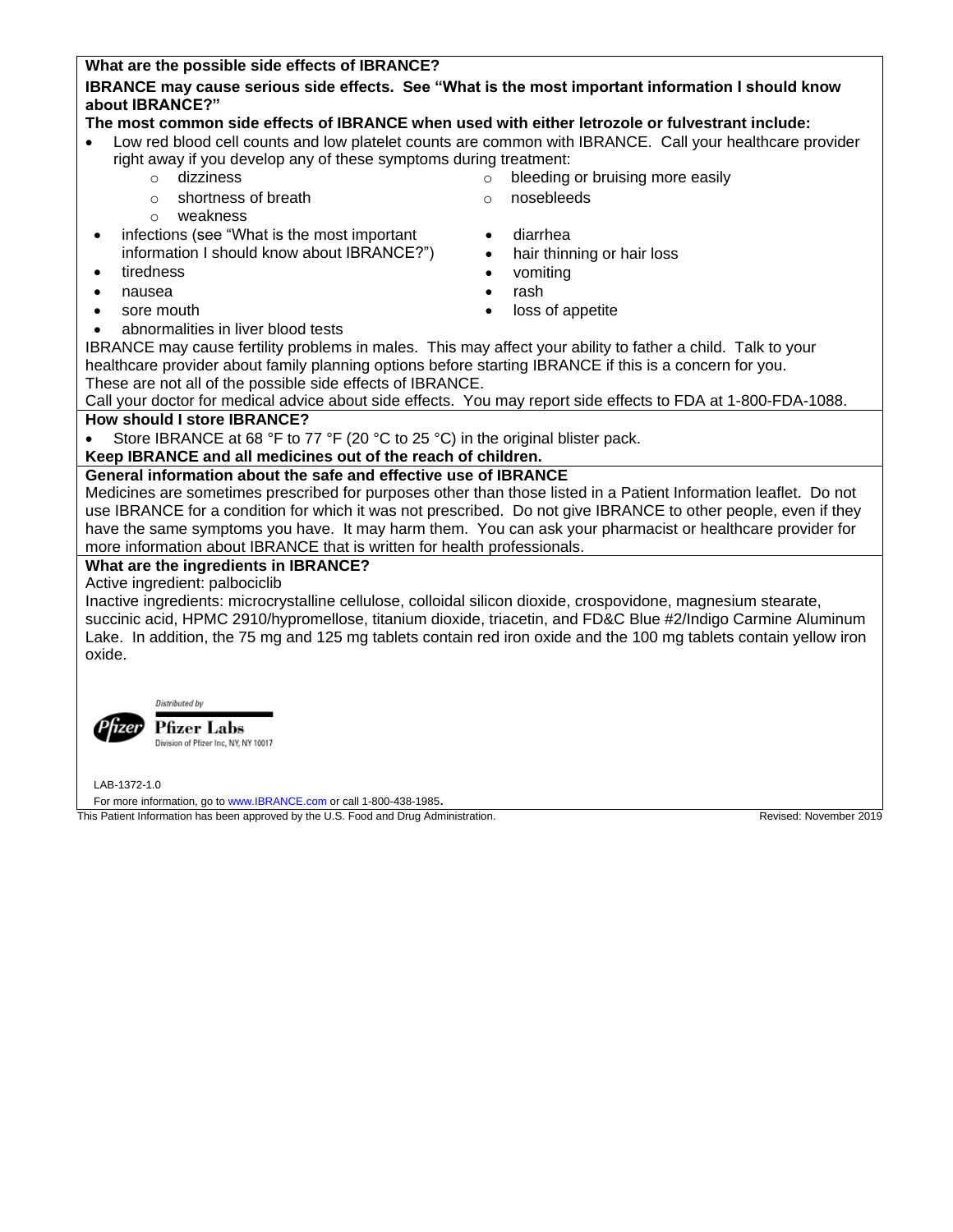**What are the possible side effects of IBRANCE?**

**IBRANCE may cause serious side effects. See "What is the most important information I should know about IBRANCE?"**

**The most common side effects of IBRANCE when used with either letrozole or fulvestrant include:**

- Low red blood cell counts and low platelet counts are common with IBRANCE. Call your healthcare provider right away if you develop any of these symptoms during treatment:
  - dizziness
  - shortness of breath
  - weakness
  - bleeding or bruising more easily
  - nosebleeds
- infections (see "What is the most important information I should know about IBRANCE?")
- tiredness
- nausea
- sore mouth
- abnormalities in liver blood tests
- diarrhea
- hair thinning or hair loss
- vomiting
- rash
- loss of appetite

IBRANCE may cause fertility problems in males. This may affect your ability to father a child. Talk to your healthcare provider about family planning options before starting IBRANCE if this is a concern for you.

These are not all of the possible side effects of IBRANCE.

Call your doctor for medical advice about side effects. You may report side effects to FDA at 1-800-FDA-1088.

**How should I store IBRANCE?**

- Store IBRANCE at 68 °F to 77 °F (20 °C to 25 °C) in the original blister pack.

**Keep IBRANCE and all medicines out of the reach of children.**

**General information about the safe and effective use of IBRANCE**

Medicines are sometimes prescribed for purposes other than those listed in a Patient Information leaflet. Do not use IBRANCE for a condition for which it was not prescribed. Do not give IBRANCE to other people, even if they have the same symptoms you have. It may harm them. You can ask your pharmacist or healthcare provider for more information about IBRANCE that is written for health professionals.

**What are the ingredients in IBRANCE?**

Active ingredient: palbociclib

Inactive ingredients: microcrystalline cellulose, colloidal silicon dioxide, crospovidone, magnesium stearate, succinic acid, HPMC 2910/hypromellose, titanium dioxide, triacetin, and FD&C Blue #2/Indigo Carmine Aluminum Lake. In addition, the 75 mg and 125 mg tablets contain red iron oxide and the 100 mg tablets contain yellow iron oxide.

Distributed by
Pfizer Labs
Division of Pfizer Inc, NY, NY 10017

LAB-1372-1.0

For more information, go to www.IBRANCE.com or call 1-800-438-1985.

This Patient Information has been approved by the U.S. Food and Drug Administration. Revised: November 2019